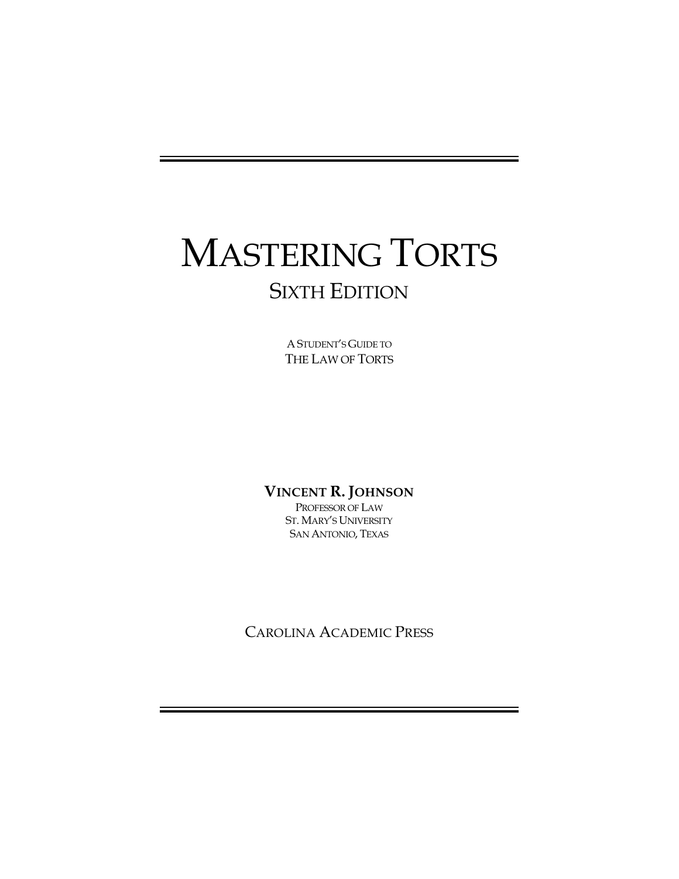# MASTERING TORTS

## SIXTH EDITION

A STUDENT'S GUIDE TO
THE LAW OF TORTS

**VINCENT R. JOHNSON**
PROFESSOR OF LAW
ST. MARY'S UNIVERSITY
SAN ANTONIO, TEXAS

CAROLINA ACADEMIC PRESS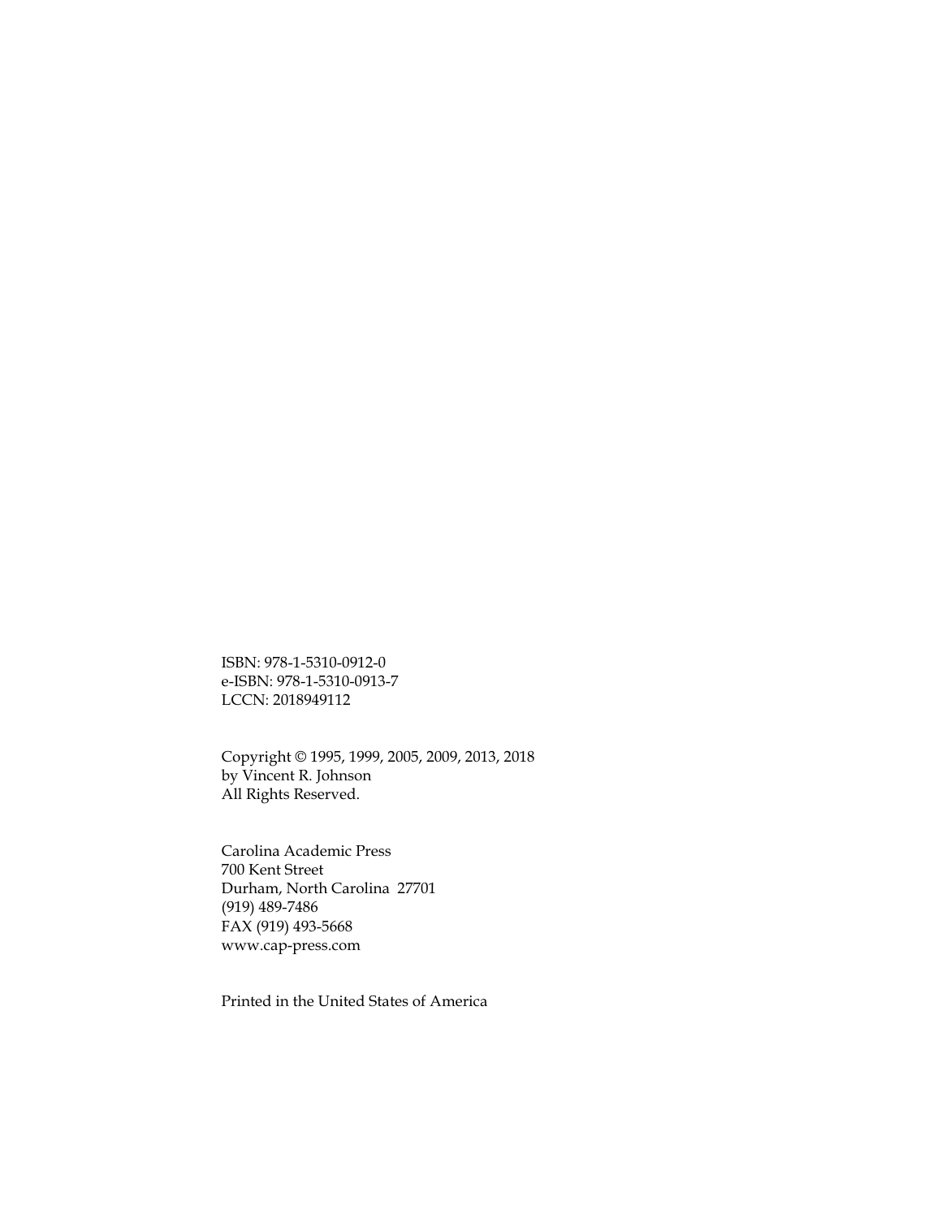ISBN: 978-1-5310-0912-0
e-ISBN: 978-1-5310-0913-7
LCCN: 2018949112

Copyright © 1995, 1999, 2005, 2009, 2013, 2018
by Vincent R. Johnson
All Rights Reserved.

Carolina Academic Press
700 Kent Street
Durham, North Carolina 27701
(919) 489-7486
FAX (919) 493-5668
www.cap-press.com

Printed in the United States of America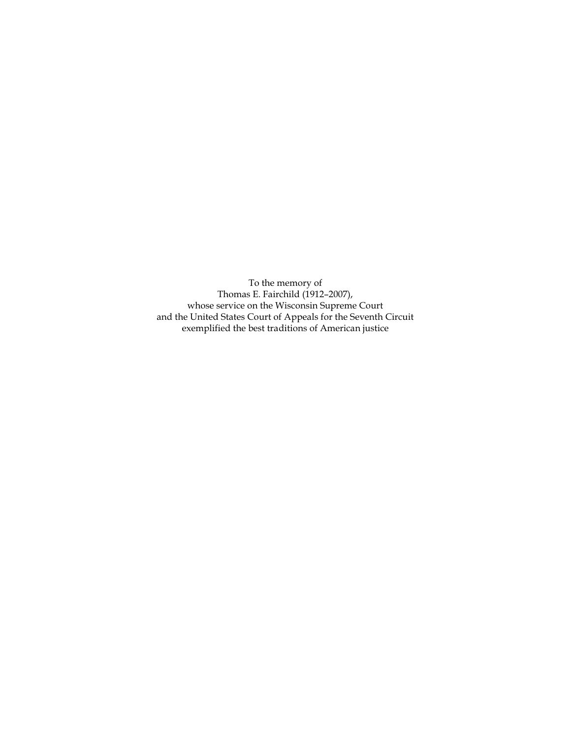To the memory of  
Thomas E. Fairchild (1912–2007),  
whose service on the Wisconsin Supreme Court  
and the United States Court of Appeals for the Seventh Circuit  
exemplified the best traditions of American justice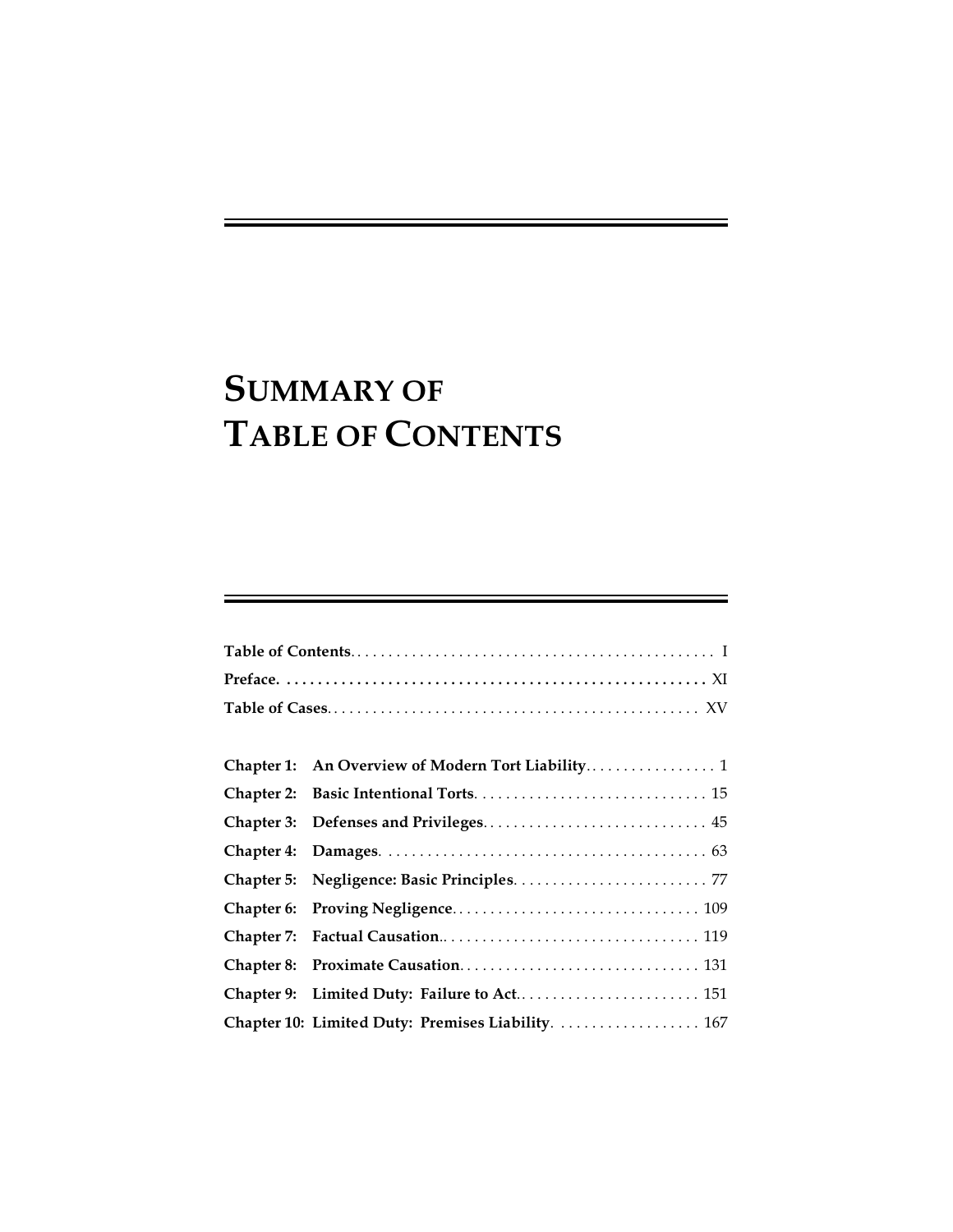# SUMMARY OF TABLE OF CONTENTS

**Table of Contents**. . . . . . . . . . . . . . . . . . . . . . . . . . . . . . . . . . . . . . . . . . . . . . I

**Preface.** . . . . . . . . . . . . . . . . . . . . . . . . . . . . . . . . . . . . . . . . . . . . . . . . . . XI

**Table of Cases**. . . . . . . . . . . . . . . . . . . . . . . . . . . . . . . . . . . . . . . . . . . . . . . XV

**Chapter 1: An Overview of Modern Tort Liability**. . . . . . . . . . . . . . . . 1

**Chapter 2: Basic Intentional Torts**. . . . . . . . . . . . . . . . . . . . . . . . . . . . . . 15

**Chapter 3: Defenses and Privileges**. . . . . . . . . . . . . . . . . . . . . . . . . . . . . 45

**Chapter 4: Damages**. . . . . . . . . . . . . . . . . . . . . . . . . . . . . . . . . . . . . . . . . 63

**Chapter 5: Negligence: Basic Principles**. . . . . . . . . . . . . . . . . . . . . . . . . 77

**Chapter 6: Proving Negligence**. . . . . . . . . . . . . . . . . . . . . . . . . . . . . . . 109

**Chapter 7: Factual Causation**.. . . . . . . . . . . . . . . . . . . . . . . . . . . . . . . . 119

**Chapter 8: Proximate Causation**. . . . . . . . . . . . . . . . . . . . . . . . . . . . . . 131

**Chapter 9: Limited Duty: Failure to Act**.. . . . . . . . . . . . . . . . . . . . . . . 151

**Chapter 10: Limited Duty: Premises Liability**. . . . . . . . . . . . . . . . . . . 167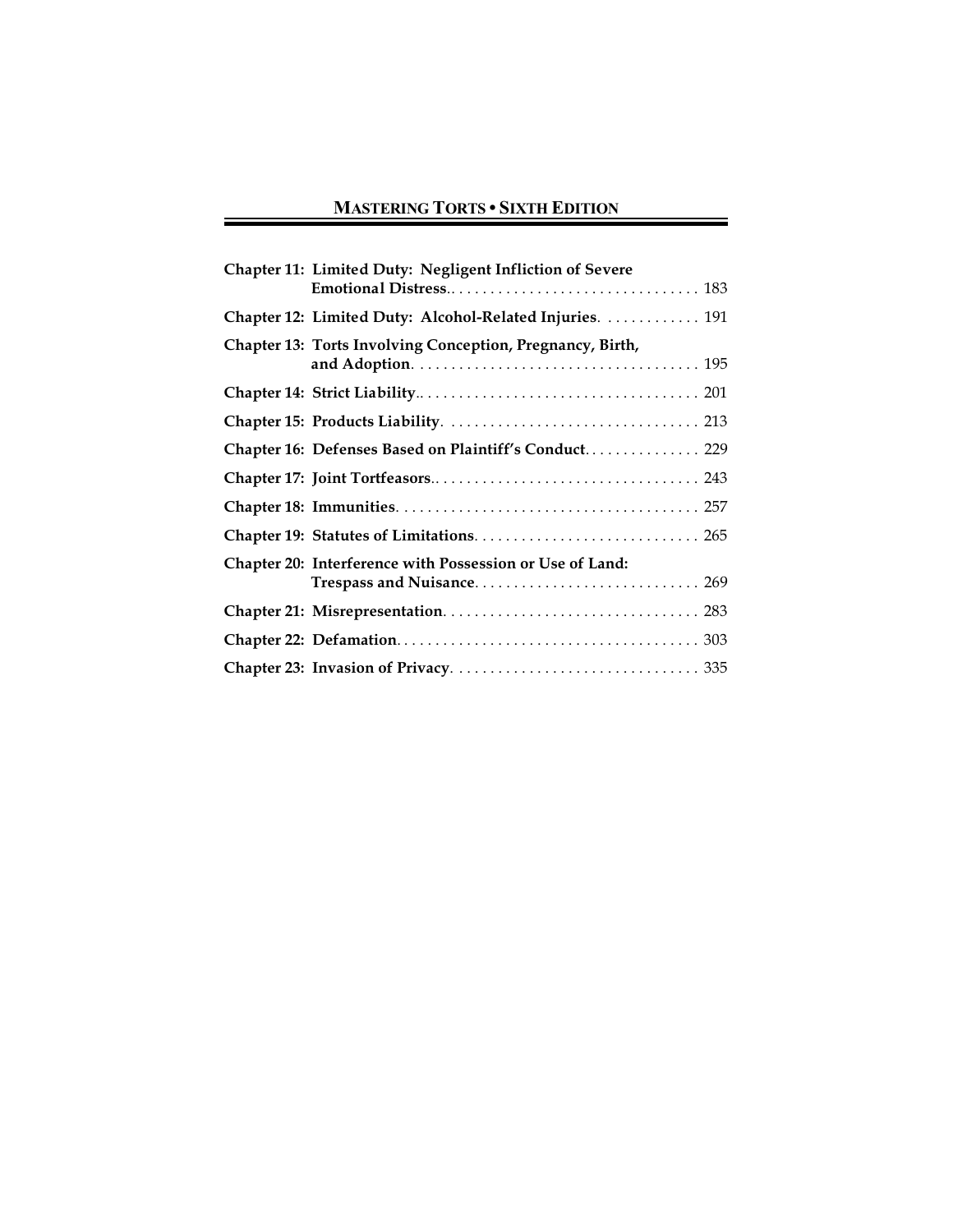**Chapter 11: Limited Duty: Negligent Infliction of Severe Emotional Distress** .......... 183

**Chapter 12: Limited Duty: Alcohol-Related Injuries** .......... 191

**Chapter 13: Torts Involving Conception, Pregnancy, Birth, and Adoption** .......... 195

**Chapter 14: Strict Liability** .......... 201

**Chapter 15: Products Liability** .......... 213

**Chapter 16: Defenses Based on Plaintiff's Conduct** .......... 229

**Chapter 17: Joint Tortfeasors** .......... 243

**Chapter 18: Immunities** .......... 257

**Chapter 19: Statutes of Limitations** .......... 265

**Chapter 20: Interference with Possession or Use of Land: Trespass and Nuisance** .......... 269

**Chapter 21: Misrepresentation** .......... 283

**Chapter 22: Defamation** .......... 303

**Chapter 23: Invasion of Privacy** .......... 335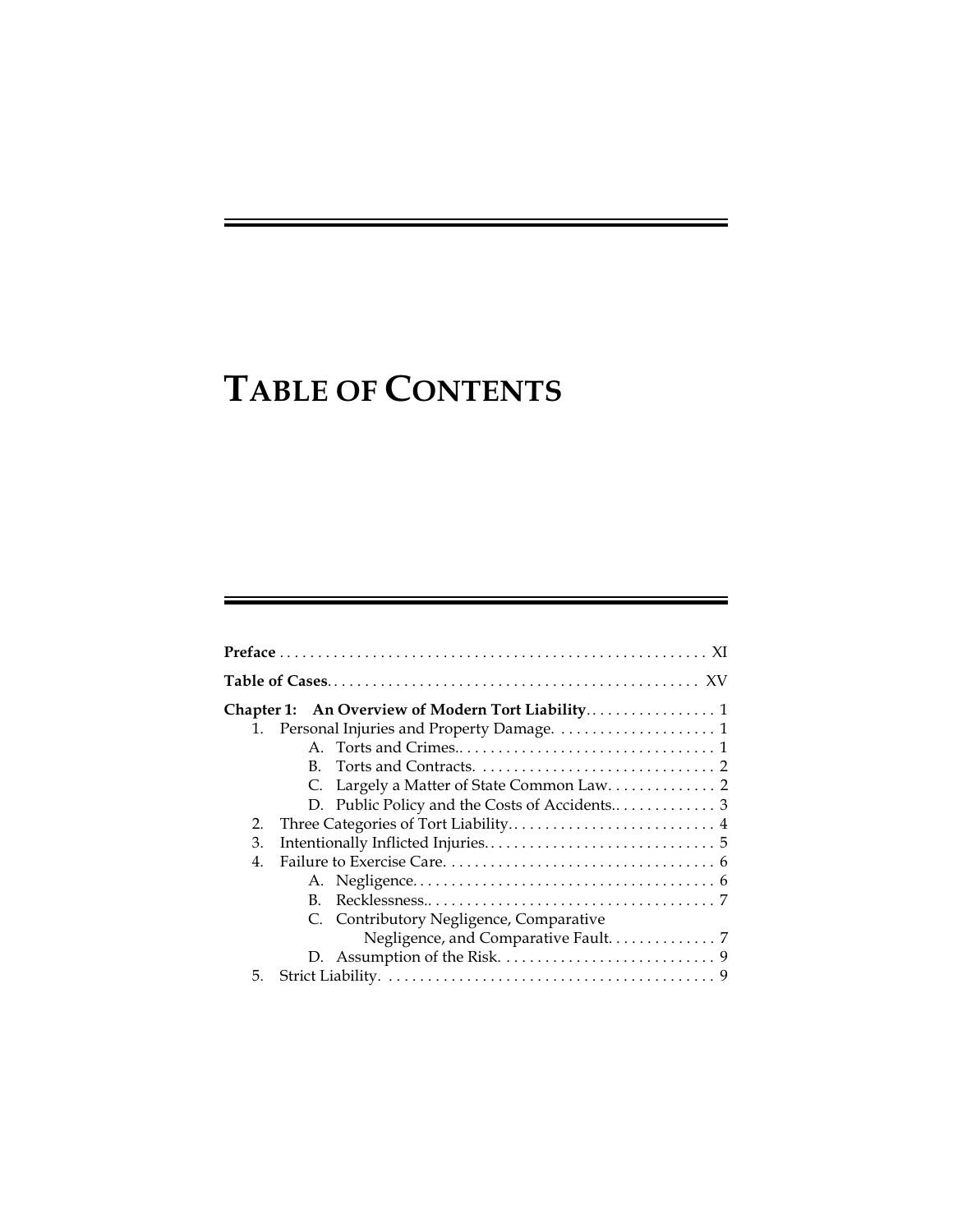# TABLE OF CONTENTS

**Preface** . . . . . . . . . . . . . . . . . . . . . . . . . . . . . . . . . . . . . . . . . . . . . . . . . . . . XI

**Table of Cases** . . . . . . . . . . . . . . . . . . . . . . . . . . . . . . . . . . . . . . . . . . . . . . . . XV

**Chapter 1: An Overview of Modern Tort Liability** . . . . . . . . . . . . . . . . 1

1. Personal Injuries and Property Damage. . . . . . . . . . . . . . . . . . . . 1
   - A. Torts and Crimes.. . . . . . . . . . . . . . . . . . . . . . . . . . . . . . . . 1
   - B. Torts and Contracts. . . . . . . . . . . . . . . . . . . . . . . . . . . . . . 2
   - C. Largely a Matter of State Common Law. . . . . . . . . . . . . 2
   - D. Public Policy and the Costs of Accidents.. . . . . . . . . . . . 3
2. Three Categories of Tort Liability. . . . . . . . . . . . . . . . . . . . . . . . . . 4
3. Intentionally Inflicted Injuries. . . . . . . . . . . . . . . . . . . . . . . . . . . . . 5
4. Failure to Exercise Care. . . . . . . . . . . . . . . . . . . . . . . . . . . . . . . . . . 6
   - A. Negligence. . . . . . . . . . . . . . . . . . . . . . . . . . . . . . . . . . . . . . . 6
   - B. Recklessness.. . . . . . . . . . . . . . . . . . . . . . . . . . . . . . . . . . . . 7
   - C. Contributory Negligence, Comparative Negligence, and Comparative Fault. . . . . . . . . . . . . 7
   - D. Assumption of the Risk. . . . . . . . . . . . . . . . . . . . . . . . . . . 9
5. Strict Liability. . . . . . . . . . . . . . . . . . . . . . . . . . . . . . . . . . . . . . . . . . 9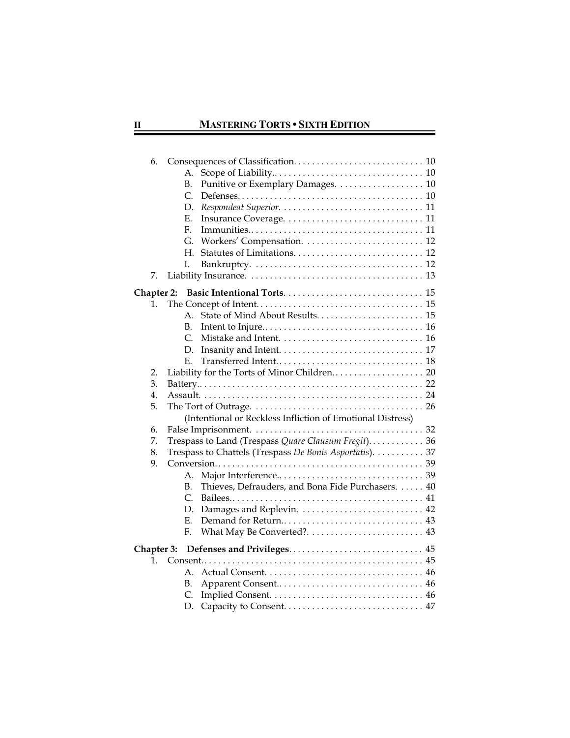6. Consequences of Classification. . . . . . . . . . . . . . . . . . . . . . . . . . . . 10
   - A. Scope of Liability.. . . . . . . . . . . . . . . . . . . . . . . . . . . . . . . . 10
   - B. Punitive or Exemplary Damages. . . . . . . . . . . . . . . . . . . 10
   - C. Defenses. . . . . . . . . . . . . . . . . . . . . . . . . . . . . . . . . . . . . . . . 10
   - D. *Respondeat Superior*. . . . . . . . . . . . . . . . . . . . . . . . . . . . . . 11
   - E. Insurance Coverage. . . . . . . . . . . . . . . . . . . . . . . . . . . . . 11
   - F. Immunities.. . . . . . . . . . . . . . . . . . . . . . . . . . . . . . . . . . . . 11
   - G. Workers' Compensation. . . . . . . . . . . . . . . . . . . . . . . . . 12
   - H. Statutes of Limitations. . . . . . . . . . . . . . . . . . . . . . . . . . . 12
   - I. Bankruptcy. . . . . . . . . . . . . . . . . . . . . . . . . . . . . . . . . . . . 12

7. Liability Insurance. . . . . . . . . . . . . . . . . . . . . . . . . . . . . . . . . . . . . 13

**Chapter 2: Basic Intentional Torts**. . . . . . . . . . . . . . . . . . . . . . . . . . . . . 15

1. The Concept of Intent. . . . . . . . . . . . . . . . . . . . . . . . . . . . . . . . . . . 15
   - A. State of Mind About Results. . . . . . . . . . . . . . . . . . . . . . . 15
   - B. Intent to Injure. . . . . . . . . . . . . . . . . . . . . . . . . . . . . . . . . . 16
   - C. Mistake and Intent. . . . . . . . . . . . . . . . . . . . . . . . . . . . . . 16
   - D. Insanity and Intent. . . . . . . . . . . . . . . . . . . . . . . . . . . . . . 17
   - E. Transferred Intent. . . . . . . . . . . . . . . . . . . . . . . . . . . . . . . 18

2. Liability for the Torts of Minor Children. . . . . . . . . . . . . . . . . . . 20
3. Battery.. . . . . . . . . . . . . . . . . . . . . . . . . . . . . . . . . . . . . . . . . . . . . . . 22
4. Assault. . . . . . . . . . . . . . . . . . . . . . . . . . . . . . . . . . . . . . . . . . . . . . . 24
5. The Tort of Outrage. . . . . . . . . . . . . . . . . . . . . . . . . . . . . . . . . . . . 26
   (Intentional or Reckless Infliction of Emotional Distress)
6. False Imprisonment. . . . . . . . . . . . . . . . . . . . . . . . . . . . . . . . . . . . 32
7. Trespass to Land (Trespass *Quare Clausum Fregit*). . . . . . . . . . . . 36
8. Trespass to Chattels (Trespass *De Bonis Asportatis*). . . . . . . . . . . 37
9. Conversion. . . . . . . . . . . . . . . . . . . . . . . . . . . . . . . . . . . . . . . . . . . . 39
   - A. Major Interference.. . . . . . . . . . . . . . . . . . . . . . . . . . . . . . . 39
   - B. Thieves, Defrauders, and Bona Fide Purchasers. . . . . . 40
   - C. Bailees.. . . . . . . . . . . . . . . . . . . . . . . . . . . . . . . . . . . . . . . . . 41
   - D. Damages and Replevin. . . . . . . . . . . . . . . . . . . . . . . . . . 42
   - E. Demand for Return.. . . . . . . . . . . . . . . . . . . . . . . . . . . . . . 43
   - F. What May Be Converted?. . . . . . . . . . . . . . . . . . . . . . . . 43

**Chapter 3: Defenses and Privileges**. . . . . . . . . . . . . . . . . . . . . . . . . . . . 45

1. Consent.. . . . . . . . . . . . . . . . . . . . . . . . . . . . . . . . . . . . . . . . . . . . . . 45
   - A. Actual Consent. . . . . . . . . . . . . . . . . . . . . . . . . . . . . . . . . 46
   - B. Apparent Consent.. . . . . . . . . . . . . . . . . . . . . . . . . . . . . . 46
   - C. Implied Consent. . . . . . . . . . . . . . . . . . . . . . . . . . . . . . . . 46
   - D. Capacity to Consent. . . . . . . . . . . . . . . . . . . . . . . . . . . . . 47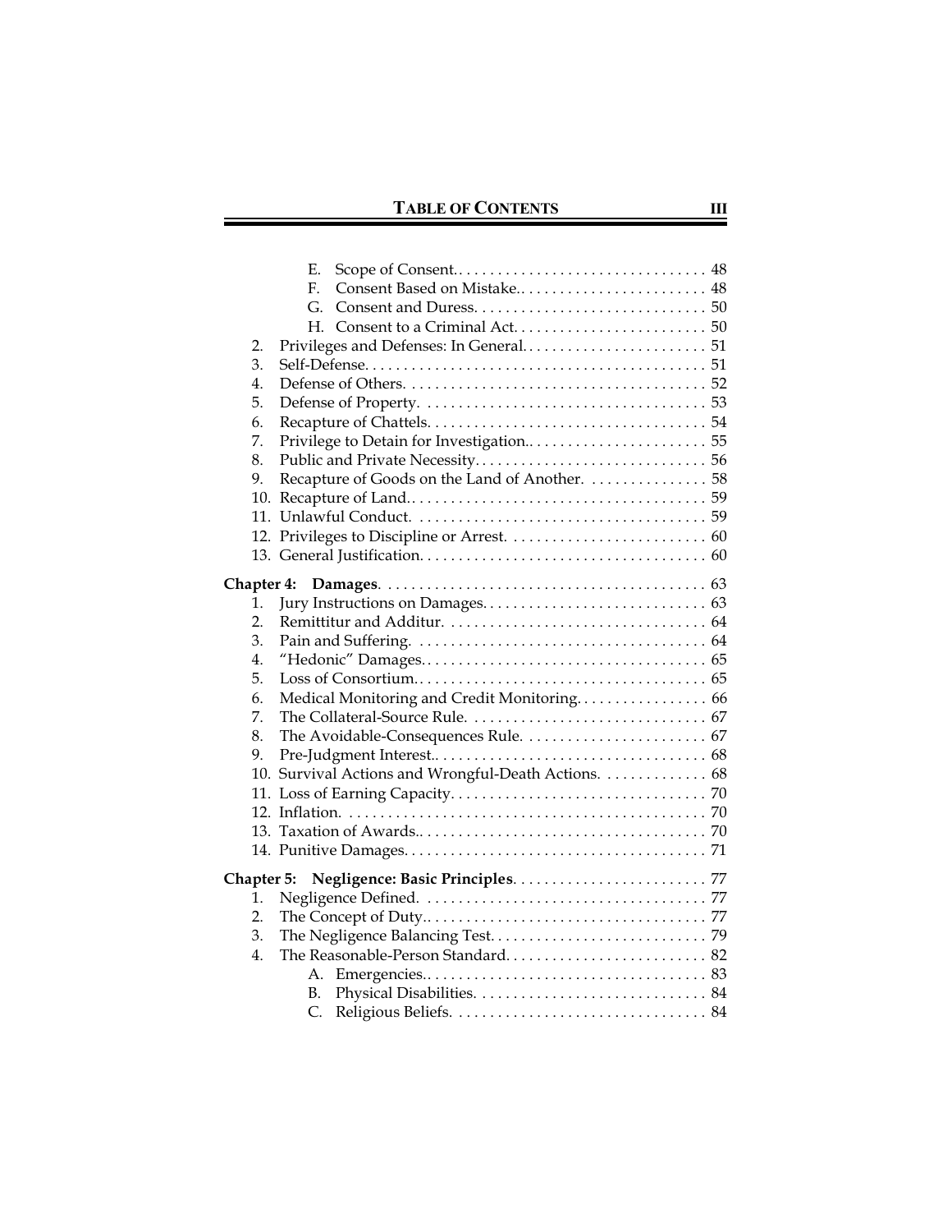E. Scope of Consent. . . . . . . . . . . . . . . . . . . . . . . . . . . . . . . . 48
F. Consent Based on Mistake.. . . . . . . . . . . . . . . . . . . . . . . . 48
G. Consent and Duress. . . . . . . . . . . . . . . . . . . . . . . . . . . . . 50
H. Consent to a Criminal Act. . . . . . . . . . . . . . . . . . . . . . . . . 50

2. Privileges and Defenses: In General. . . . . . . . . . . . . . . . . . . . . . . 51
3. Self-Defense. . . . . . . . . . . . . . . . . . . . . . . . . . . . . . . . . . . . . . . . . . 51
4. Defense of Others. . . . . . . . . . . . . . . . . . . . . . . . . . . . . . . . . . . . . 52
5. Defense of Property. . . . . . . . . . . . . . . . . . . . . . . . . . . . . . . . . . . 53
6. Recapture of Chattels. . . . . . . . . . . . . . . . . . . . . . . . . . . . . . . . . . 54
7. Privilege to Detain for Investigation.. . . . . . . . . . . . . . . . . . . . . . 55
8. Public and Private Necessity. . . . . . . . . . . . . . . . . . . . . . . . . . . . 56
9. Recapture of Goods on the Land of Another. . . . . . . . . . . . . . . 58
10. Recapture of Land.. . . . . . . . . . . . . . . . . . . . . . . . . . . . . . . . . . . . 59
11. Unlawful Conduct. . . . . . . . . . . . . . . . . . . . . . . . . . . . . . . . . . . . 59
12. Privileges to Discipline or Arrest. . . . . . . . . . . . . . . . . . . . . . . . . 60
13. General Justification. . . . . . . . . . . . . . . . . . . . . . . . . . . . . . . . . . . 60

**Chapter 4: Damages**. . . . . . . . . . . . . . . . . . . . . . . . . . . . . . . . . . . . . . . 63

1. Jury Instructions on Damages. . . . . . . . . . . . . . . . . . . . . . . . . . . . 63
2. Remittitur and Additur. . . . . . . . . . . . . . . . . . . . . . . . . . . . . . . . . 64
3. Pain and Suffering. . . . . . . . . . . . . . . . . . . . . . . . . . . . . . . . . . . . 64
4. "Hedonic" Damages. . . . . . . . . . . . . . . . . . . . . . . . . . . . . . . . . . . 65
5. Loss of Consortium.. . . . . . . . . . . . . . . . . . . . . . . . . . . . . . . . . . . 65
6. Medical Monitoring and Credit Monitoring. . . . . . . . . . . . . . . . . 66
7. The Collateral-Source Rule. . . . . . . . . . . . . . . . . . . . . . . . . . . . . . 67
8. The Avoidable-Consequences Rule. . . . . . . . . . . . . . . . . . . . . . . 67
9. Pre-Judgment Interest.. . . . . . . . . . . . . . . . . . . . . . . . . . . . . . . . . 68
10. Survival Actions and Wrongful-Death Actions. . . . . . . . . . . . . 68
11. Loss of Earning Capacity. . . . . . . . . . . . . . . . . . . . . . . . . . . . . . . 70
12. Inflation. . . . . . . . . . . . . . . . . . . . . . . . . . . . . . . . . . . . . . . . . . . . . 70
13. Taxation of Awards.. . . . . . . . . . . . . . . . . . . . . . . . . . . . . . . . . . . 70
14. Punitive Damages. . . . . . . . . . . . . . . . . . . . . . . . . . . . . . . . . . . . . 71

**Chapter 5: Negligence: Basic Principles**. . . . . . . . . . . . . . . . . . . . . . . . . 77

1. Negligence Defined. . . . . . . . . . . . . . . . . . . . . . . . . . . . . . . . . . . 77
2. The Concept of Duty.. . . . . . . . . . . . . . . . . . . . . . . . . . . . . . . . . . 77
3. The Negligence Balancing Test. . . . . . . . . . . . . . . . . . . . . . . . . . . 79
4. The Reasonable-Person Standard. . . . . . . . . . . . . . . . . . . . . . . . . 82
   A. Emergencies.. . . . . . . . . . . . . . . . . . . . . . . . . . . . . . . . . . . . 83
   B. Physical Disabilities. . . . . . . . . . . . . . . . . . . . . . . . . . . . . . 84
   C. Religious Beliefs. . . . . . . . . . . . . . . . . . . . . . . . . . . . . . . . . 84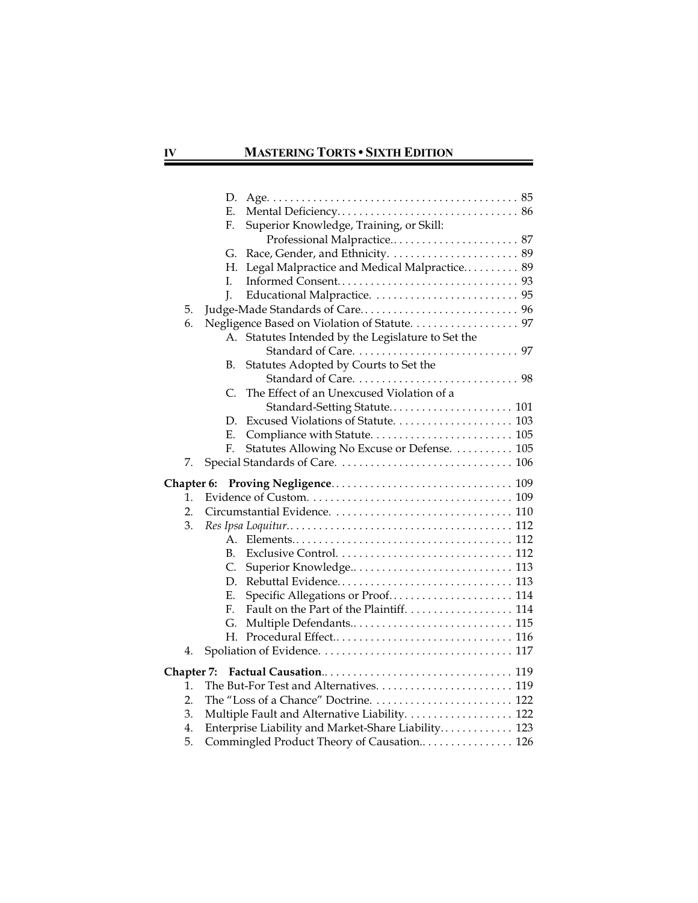D. Age. . . . . . . . . . . . . . . . . . . . . . . . . . . . . . . . . . . . . . . . . . . . 85
E. Mental Deficiency. . . . . . . . . . . . . . . . . . . . . . . . . . . . . . . . 86
F. Superior Knowledge, Training, or Skill: Professional Malpractice. . . . . . . . . . . . . . . . . . . . . . . 87
G. Race, Gender, and Ethnicity. . . . . . . . . . . . . . . . . . . . . . . 89
H. Legal Malpractice and Medical Malpractice. . . . . . . . . . 89
I. Informed Consent. . . . . . . . . . . . . . . . . . . . . . . . . . . . . . . . 93
J. Educational Malpractice. . . . . . . . . . . . . . . . . . . . . . . . . . 95

5. Judge-Made Standards of Care. . . . . . . . . . . . . . . . . . . . . . . . . . . . 96
6. Negligence Based on Violation of Statute. . . . . . . . . . . . . . . . . . . 97
   A. Statutes Intended by the Legislature to Set the Standard of Care. . . . . . . . . . . . . . . . . . . . . . . . . . . . . 97
   B. Statutes Adopted by Courts to Set the Standard of Care. . . . . . . . . . . . . . . . . . . . . . . . . . . . . 98
   C. The Effect of an Unexcused Violation of a Standard-Setting Statute. . . . . . . . . . . . . . . . . . . . . . 101
   D. Excused Violations of Statute. . . . . . . . . . . . . . . . . . . . . 103
   E. Compliance with Statute. . . . . . . . . . . . . . . . . . . . . . . . . 105
   F. Statutes Allowing No Excuse or Defense. . . . . . . . . . . 105
7. Special Standards of Care. . . . . . . . . . . . . . . . . . . . . . . . . . . . . . 106

**Chapter 6: Proving Negligence**. . . . . . . . . . . . . . . . . . . . . . . . . . . . . . . . 109
1. Evidence of Custom. . . . . . . . . . . . . . . . . . . . . . . . . . . . . . . . . . . . 109
2. Circumstantial Evidence. . . . . . . . . . . . . . . . . . . . . . . . . . . . . . . 110
3. *Res Ipsa Loquitur*. . . . . . . . . . . . . . . . . . . . . . . . . . . . . . . . . . . . . . . 112
   A. Elements. . . . . . . . . . . . . . . . . . . . . . . . . . . . . . . . . . . . . . 112
   B. Exclusive Control. . . . . . . . . . . . . . . . . . . . . . . . . . . . . . . 112
   C. Superior Knowledge.. . . . . . . . . . . . . . . . . . . . . . . . . . . . 113
   D. Rebuttal Evidence. . . . . . . . . . . . . . . . . . . . . . . . . . . . . . . 113
   E. Specific Allegations or Proof. . . . . . . . . . . . . . . . . . . . . . 114
   F. Fault on the Part of the Plaintiff. . . . . . . . . . . . . . . . . . . 114
   G. Multiple Defendants.. . . . . . . . . . . . . . . . . . . . . . . . . . . . 115
   H. Procedural Effect.. . . . . . . . . . . . . . . . . . . . . . . . . . . . . . . 116
4. Spoliation of Evidence. . . . . . . . . . . . . . . . . . . . . . . . . . . . . . . . . 117

**Chapter 7: Factual Causation**.. . . . . . . . . . . . . . . . . . . . . . . . . . . . . . . . 119
1. The But-For Test and Alternatives. . . . . . . . . . . . . . . . . . . . . . . . 119
2. The "Loss of a Chance" Doctrine. . . . . . . . . . . . . . . . . . . . . . . . . 122
3. Multiple Fault and Alternative Liability. . . . . . . . . . . . . . . . . . . 122
4. Enterprise Liability and Market-Share Liability. . . . . . . . . . . . . 123
5. Commingled Product Theory of Causation.. . . . . . . . . . . . . . . . . 126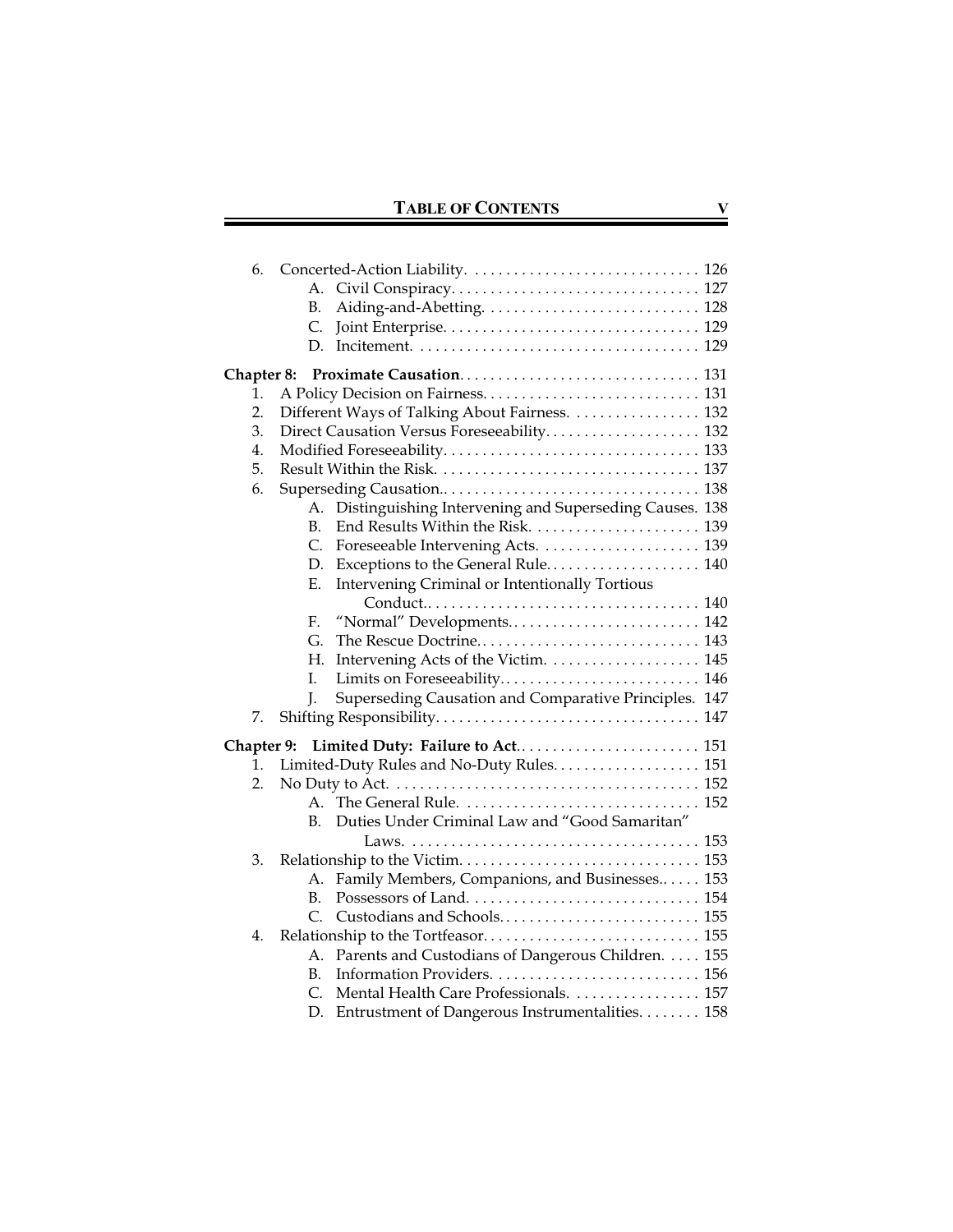6. Concerted-Action Liability. . . . . . . . . . . . . . . . . . . . . . . . . . . . . . 126
   - A. Civil Conspiracy. . . . . . . . . . . . . . . . . . . . . . . . . . . . . . . . 127
   - B. Aiding-and-Abetting. . . . . . . . . . . . . . . . . . . . . . . . . . . . 128
   - C. Joint Enterprise. . . . . . . . . . . . . . . . . . . . . . . . . . . . . . . . . 129
   - D. Incitement. . . . . . . . . . . . . . . . . . . . . . . . . . . . . . . . . . . . 129

**Chapter 8: Proximate Causation**. . . . . . . . . . . . . . . . . . . . . . . . . . . . . . 131

1. A Policy Decision on Fairness. . . . . . . . . . . . . . . . . . . . . . . . . . . . 131
2. Different Ways of Talking About Fairness. . . . . . . . . . . . . . . . . 132
3. Direct Causation Versus Foreseeability. . . . . . . . . . . . . . . . . . . . 132
4. Modified Foreseeability. . . . . . . . . . . . . . . . . . . . . . . . . . . . . . . . . 133
5. Result Within the Risk. . . . . . . . . . . . . . . . . . . . . . . . . . . . . . . . . . 137
6. Superseding Causation.. . . . . . . . . . . . . . . . . . . . . . . . . . . . . . . . 138
   - A. Distinguishing Intervening and Superseding Causes. 138
   - B. End Results Within the Risk. . . . . . . . . . . . . . . . . . . . . . 139
   - C. Foreseeable Intervening Acts. . . . . . . . . . . . . . . . . . . . . 139
   - D. Exceptions to the General Rule. . . . . . . . . . . . . . . . . . . . 140
   - E. Intervening Criminal or Intentionally Tortious Conduct.. . . . . . . . . . . . . . . . . . . . . . . . . . . . . . . . . . . . 140
   - F. "Normal" Developments. . . . . . . . . . . . . . . . . . . . . . . . . 142
   - G. The Rescue Doctrine. . . . . . . . . . . . . . . . . . . . . . . . . . . . . 143
   - H. Intervening Acts of the Victim. . . . . . . . . . . . . . . . . . . . 145
   - I. Limits on Foreseeability. . . . . . . . . . . . . . . . . . . . . . . . . . 146
   - J. Superseding Causation and Comparative Principles. 147
7. Shifting Responsibility. . . . . . . . . . . . . . . . . . . . . . . . . . . . . . . . . . 147

**Chapter 9: Limited Duty: Failure to Act**.. . . . . . . . . . . . . . . . . . . . . . . 151

1. Limited-Duty Rules and No-Duty Rules. . . . . . . . . . . . . . . . . . . 151
2. No Duty to Act. . . . . . . . . . . . . . . . . . . . . . . . . . . . . . . . . . . . . . . . 152
   - A. The General Rule. . . . . . . . . . . . . . . . . . . . . . . . . . . . . . . 152
   - B. Duties Under Criminal Law and "Good Samaritan" Laws. . . . . . . . . . . . . . . . . . . . . . . . . . . . . . . . . . . . . . 153
3. Relationship to the Victim. . . . . . . . . . . . . . . . . . . . . . . . . . . . . . . 153
   - A. Family Members, Companions, and Businesses.. . . . . 153
   - B. Possessors of Land. . . . . . . . . . . . . . . . . . . . . . . . . . . . . . 154
   - C. Custodians and Schools. . . . . . . . . . . . . . . . . . . . . . . . . . 155
4. Relationship to the Tortfeasor. . . . . . . . . . . . . . . . . . . . . . . . . . . . 155
   - A. Parents and Custodians of Dangerous Children. . . . . 155
   - B. Information Providers. . . . . . . . . . . . . . . . . . . . . . . . . . . 156
   - C. Mental Health Care Professionals. . . . . . . . . . . . . . . . . 157
   - D. Entrustment of Dangerous Instrumentalities. . . . . . . . 158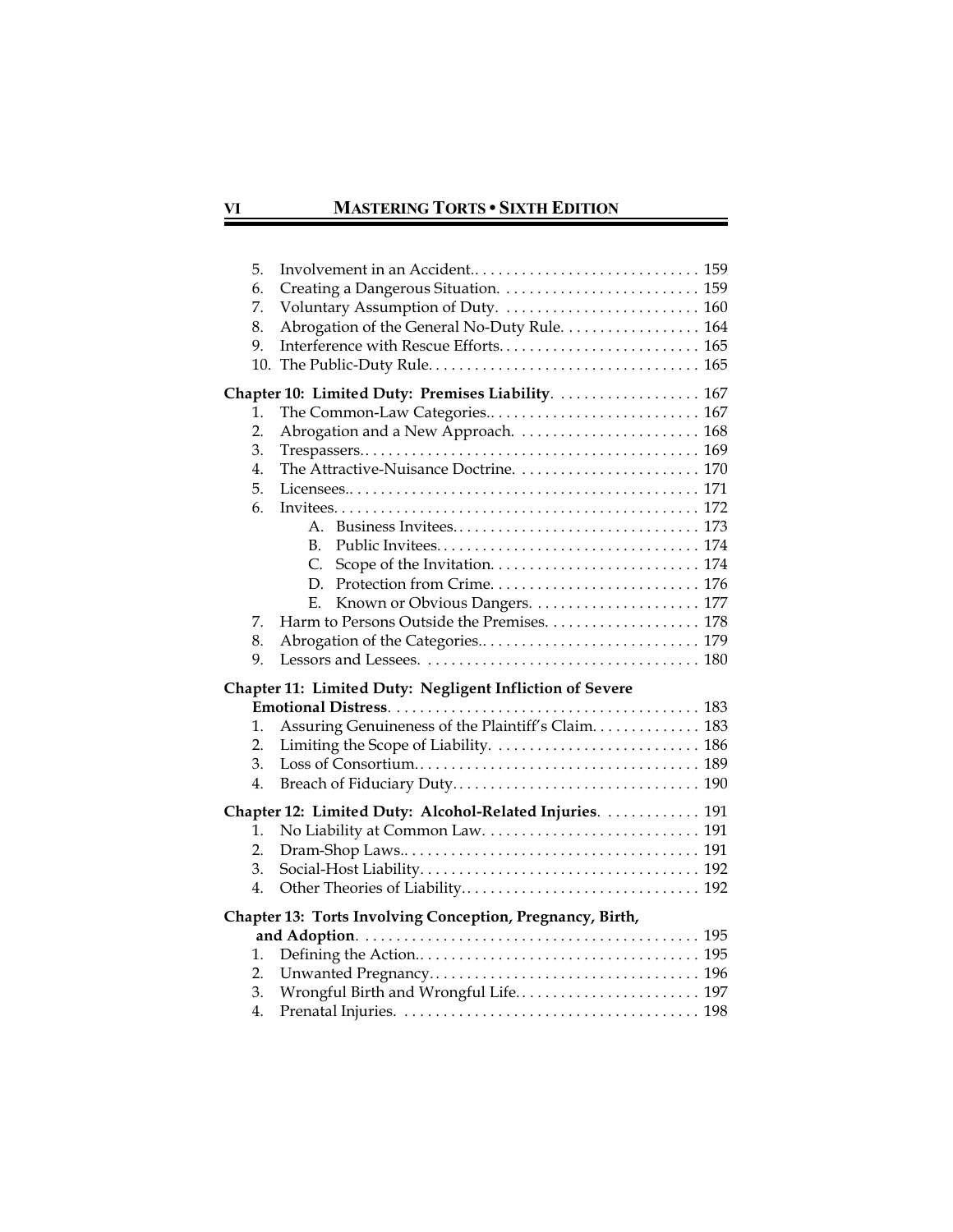5. Involvement in an Accident.. 159
6. Creating a Dangerous Situation. 159
7. Voluntary Assumption of Duty. 160
8. Abrogation of the General No-Duty Rule. 164
9. Interference with Rescue Efforts. 165
10. The Public-Duty Rule. 165

**Chapter 10: Limited Duty: Premises Liability.** 167

1. The Common-Law Categories.. 167
2. Abrogation and a New Approach. 168
3. Trespassers. 169
4. The Attractive-Nuisance Doctrine. 170
5. Licensees.. 171
6. Invitees. 172
   - A. Business Invitees. 173
   - B. Public Invitees. 174
   - C. Scope of the Invitation. 174
   - D. Protection from Crime. 176
   - E. Known or Obvious Dangers. 177
7. Harm to Persons Outside the Premises. 178
8. Abrogation of the Categories.. 179
9. Lessors and Lessees. 180

**Chapter 11: Limited Duty: Negligent Infliction of Severe Emotional Distress.** 183

1. Assuring Genuineness of the Plaintiff's Claim. 183
2. Limiting the Scope of Liability. 186
3. Loss of Consortium. 189
4. Breach of Fiduciary Duty. 190

**Chapter 12: Limited Duty: Alcohol-Related Injuries.** 191

1. No Liability at Common Law. 191
2. Dram-Shop Laws.. 191
3. Social-Host Liability. 192
4. Other Theories of Liability. 192

**Chapter 13: Torts Involving Conception, Pregnancy, Birth, and Adoption.** 195

1. Defining the Action.. 195
2. Unwanted Pregnancy. 196
3. Wrongful Birth and Wrongful Life. 197
4. Prenatal Injuries. 198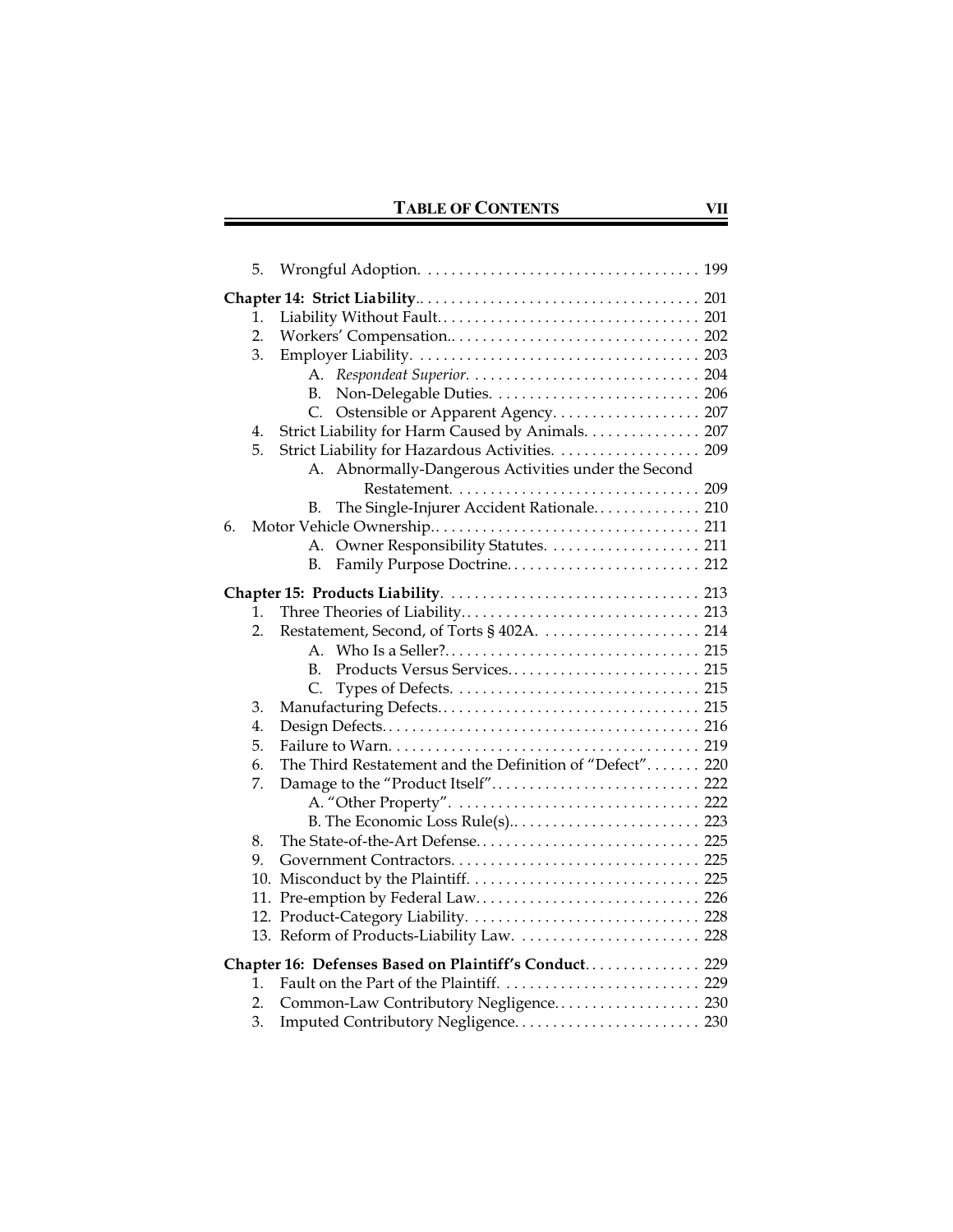5. Wrongful Adoption. . . . . . . . . . . . . . . . . . . . . . . . . . . . . . . . . . . . 199

**Chapter 14: Strict Liability**.. . . . . . . . . . . . . . . . . . . . . . . . . . . . . . . . . . . 201

1. Liability Without Fault. . . . . . . . . . . . . . . . . . . . . . . . . . . . . . . . . . 201
2. Workers' Compensation.. . . . . . . . . . . . . . . . . . . . . . . . . . . . . . . . 202
3. Employer Liability. . . . . . . . . . . . . . . . . . . . . . . . . . . . . . . . . . . . . 203
   - A. *Respondeat Superior*. . . . . . . . . . . . . . . . . . . . . . . . . . . . . . 204
   - B. Non-Delegable Duties. . . . . . . . . . . . . . . . . . . . . . . . . . . 206
   - C. Ostensible or Apparent Agency. . . . . . . . . . . . . . . . . . . 207
4. Strict Liability for Harm Caused by Animals. . . . . . . . . . . . . . . 207
5. Strict Liability for Hazardous Activities. . . . . . . . . . . . . . . . . . . 209
   - A. Abnormally-Dangerous Activities under the Second Restatement. . . . . . . . . . . . . . . . . . . . . . . . . . . . . . . . 209
   - B. The Single-Injurer Accident Rationale. . . . . . . . . . . . . 210
6. Motor Vehicle Ownership.. . . . . . . . . . . . . . . . . . . . . . . . . . . . . . . . . 211
   - A. Owner Responsibility Statutes. . . . . . . . . . . . . . . . . . . . 211
   - B. Family Purpose Doctrine. . . . . . . . . . . . . . . . . . . . . . . . . 212

**Chapter 15: Products Liability**. . . . . . . . . . . . . . . . . . . . . . . . . . . . . . . . . 213

1. Three Theories of Liability. . . . . . . . . . . . . . . . . . . . . . . . . . . . . . . 213
2. Restatement, Second, of Torts § 402A. . . . . . . . . . . . . . . . . . . . . 214
   - A. Who Is a Seller?. . . . . . . . . . . . . . . . . . . . . . . . . . . . . . . . . 215
   - B. Products Versus Services. . . . . . . . . . . . . . . . . . . . . . . . . 215
   - C. Types of Defects. . . . . . . . . . . . . . . . . . . . . . . . . . . . . . . . 215
3. Manufacturing Defects. . . . . . . . . . . . . . . . . . . . . . . . . . . . . . . . . . 215
4. Design Defects. . . . . . . . . . . . . . . . . . . . . . . . . . . . . . . . . . . . . . . . . 216
5. Failure to Warn. . . . . . . . . . . . . . . . . . . . . . . . . . . . . . . . . . . . . . . . 219
6. The Third Restatement and the Definition of "Defect". . . . . . . 220
7. Damage to the "Product Itself". . . . . . . . . . . . . . . . . . . . . . . . . . . 222
   - A. "Other Property". . . . . . . . . . . . . . . . . . . . . . . . . . . . . . . . 222
   - B. The Economic Loss Rule(s).. . . . . . . . . . . . . . . . . . . . . . . . 223
8. The State-of-the-Art Defense. . . . . . . . . . . . . . . . . . . . . . . . . . . . . 225
9. Government Contractors. . . . . . . . . . . . . . . . . . . . . . . . . . . . . . . . 225
10. Misconduct by the Plaintiff. . . . . . . . . . . . . . . . . . . . . . . . . . . . . . 225
11. Pre-emption by Federal Law. . . . . . . . . . . . . . . . . . . . . . . . . . . . . 226
12. Product-Category Liability. . . . . . . . . . . . . . . . . . . . . . . . . . . . . . 228
13. Reform of Products-Liability Law. . . . . . . . . . . . . . . . . . . . . . . . 228

**Chapter 16: Defenses Based on Plaintiff's Conduct**. . . . . . . . . . . . . . . 229

1. Fault on the Part of the Plaintiff. . . . . . . . . . . . . . . . . . . . . . . . . 229
2. Common-Law Contributory Negligence. . . . . . . . . . . . . . . . . . . 230
3. Imputed Contributory Negligence. . . . . . . . . . . . . . . . . . . . . . . . 230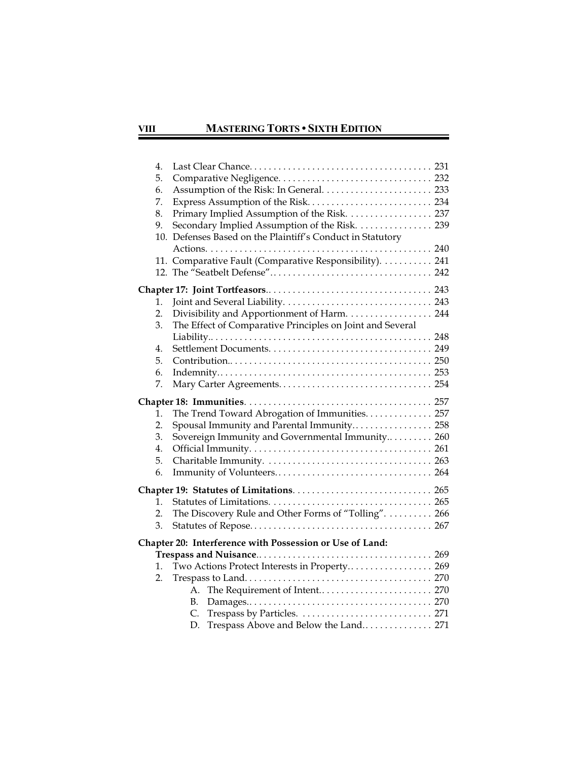4. Last Clear Chance. . . . . . . . . . . . . . . . . . . . . . . . . . . . . . . . . . . . . . 231
5. Comparative Negligence. . . . . . . . . . . . . . . . . . . . . . . . . . . . . . . . 232
6. Assumption of the Risk: In General. . . . . . . . . . . . . . . . . . . . . . . 233
7. Express Assumption of the Risk. . . . . . . . . . . . . . . . . . . . . . . . . . 234
8. Primary Implied Assumption of the Risk. . . . . . . . . . . . . . . . . . 237
9. Secondary Implied Assumption of the Risk. . . . . . . . . . . . . . . . 239
10. Defenses Based on the Plaintiff's Conduct in Statutory Actions. . . . . . . . . . . . . . . . . . . . . . . . . . . . . . . . . . . . . . . . . . . . . . . 240
11. Comparative Fault (Comparative Responsibility). . . . . . . . . . . 241
12. The "Seatbelt Defense". . . . . . . . . . . . . . . . . . . . . . . . . . . . . . . . . . 242

**Chapter 17: Joint Tortfeasors**. . . . . . . . . . . . . . . . . . . . . . . . . . . . . . . . . . . 243

1. Joint and Several Liability. . . . . . . . . . . . . . . . . . . . . . . . . . . . . . . 243
2. Divisibility and Apportionment of Harm. . . . . . . . . . . . . . . . . . 244
3. The Effect of Comparative Principles on Joint and Several Liability.. . . . . . . . . . . . . . . . . . . . . . . . . . . . . . . . . . . . . . . . . . . . . . 248
4. Settlement Documents. . . . . . . . . . . . . . . . . . . . . . . . . . . . . . . . . . 249
5. Contribution.. . . . . . . . . . . . . . . . . . . . . . . . . . . . . . . . . . . . . . . . . . 250
6. Indemnity.. . . . . . . . . . . . . . . . . . . . . . . . . . . . . . . . . . . . . . . . . . . . 253
7. Mary Carter Agreements. . . . . . . . . . . . . . . . . . . . . . . . . . . . . . . . 254

**Chapter 18: Immunities**. . . . . . . . . . . . . . . . . . . . . . . . . . . . . . . . . . . . . . . 257

1. The Trend Toward Abrogation of Immunities. . . . . . . . . . . . . . 257
2. Spousal Immunity and Parental Immunity. . . . . . . . . . . . . . . . . 258
3. Sovereign Immunity and Governmental Immunity.. . . . . . . . . 260
4. Official Immunity. . . . . . . . . . . . . . . . . . . . . . . . . . . . . . . . . . . . . . 261
5. Charitable Immunity. . . . . . . . . . . . . . . . . . . . . . . . . . . . . . . . . . . 263
6. Immunity of Volunteers. . . . . . . . . . . . . . . . . . . . . . . . . . . . . . . . . 264

**Chapter 19: Statutes of Limitations**. . . . . . . . . . . . . . . . . . . . . . . . . . . . . 265

1. Statutes of Limitations. . . . . . . . . . . . . . . . . . . . . . . . . . . . . . . . . . 265
2. The Discovery Rule and Other Forms of "Tolling". . . . . . . . . . 266
3. Statutes of Repose. . . . . . . . . . . . . . . . . . . . . . . . . . . . . . . . . . . . . . 267

**Chapter 20: Interference with Possession or Use of Land: Trespass and Nuisance**.. . . . . . . . . . . . . . . . . . . . . . . . . . . . . . . . . . . . 269

1. Two Actions Protect Interests in Property.. . . . . . . . . . . . . . . . . 269
2. Trespass to Land. . . . . . . . . . . . . . . . . . . . . . . . . . . . . . . . . . . . . . . 270
   - A. The Requirement of Intent.. . . . . . . . . . . . . . . . . . . . . . . 270
   - B. Damages.. . . . . . . . . . . . . . . . . . . . . . . . . . . . . . . . . . . . . . 270
   - C. Trespass by Particles. . . . . . . . . . . . . . . . . . . . . . . . . . . . 271
   - D. Trespass Above and Below the Land.. . . . . . . . . . . . . . . 271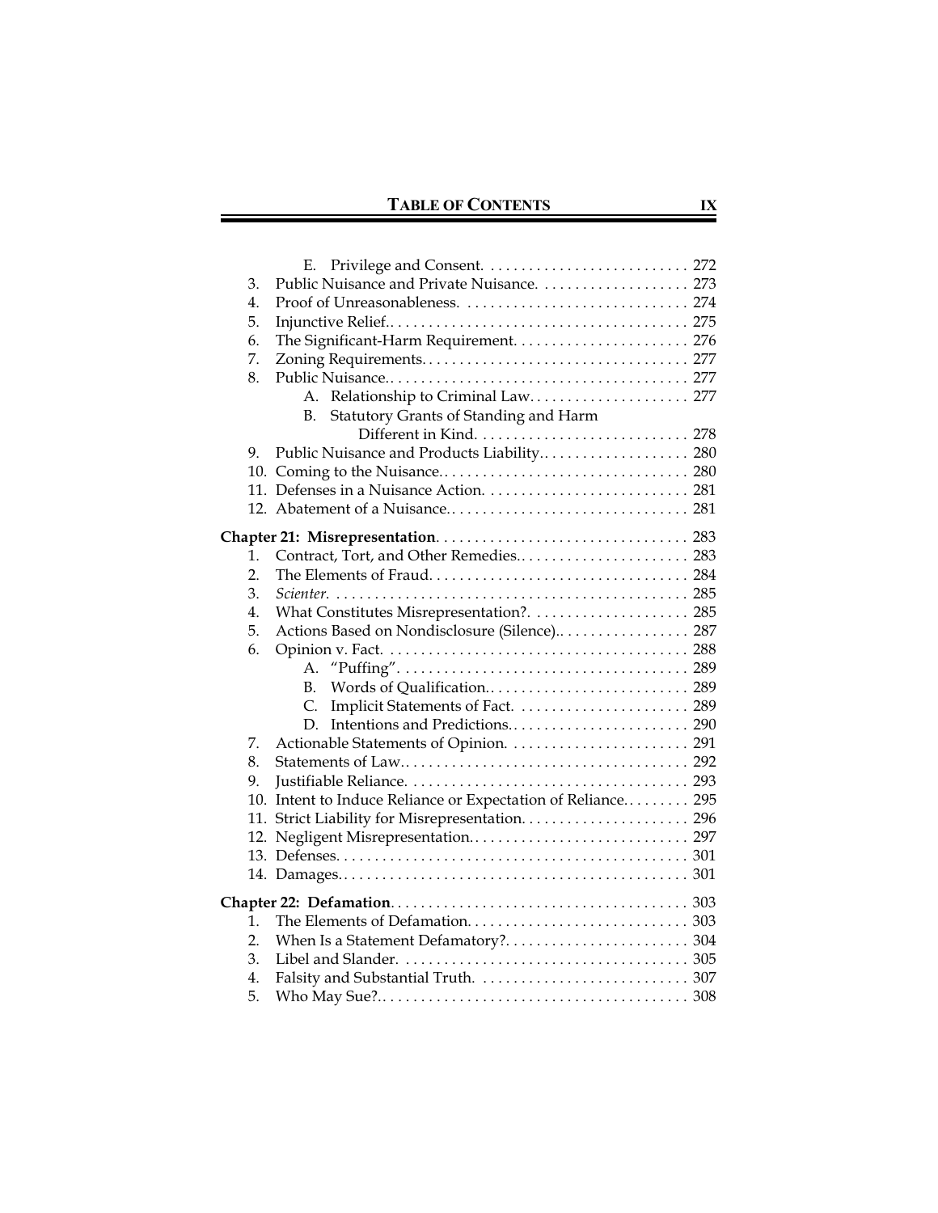E. Privilege and Consent. . . . . . . . . . . . . . . . . . . . . . . . . . 272
3. Public Nuisance and Private Nuisance. . . . . . . . . . . . . . . . . . . 273
4. Proof of Unreasonableness. . . . . . . . . . . . . . . . . . . . . . . . . . . . 274
5. Injunctive Relief.. . . . . . . . . . . . . . . . . . . . . . . . . . . . . . . . . . . 275
6. The Significant-Harm Requirement. . . . . . . . . . . . . . . . . . . . . . 276
7. Zoning Requirements. . . . . . . . . . . . . . . . . . . . . . . . . . . . . . . . . 277
8. Public Nuisance.. . . . . . . . . . . . . . . . . . . . . . . . . . . . . . . . . . . . 277
   A. Relationship to Criminal Law. . . . . . . . . . . . . . . . . . . . 277
   B. Statutory Grants of Standing and Harm Different in Kind. . . . . . . . . . . . . . . . . . . . . . . . . . . 278
9. Public Nuisance and Products Liability.. . . . . . . . . . . . . . . . . . . 280
10. Coming to the Nuisance. . . . . . . . . . . . . . . . . . . . . . . . . . . . . . . . 280
11. Defenses in a Nuisance Action. . . . . . . . . . . . . . . . . . . . . . . . . . 281
12. Abatement of a Nuisance. . . . . . . . . . . . . . . . . . . . . . . . . . . . . . . 281

**Chapter 21: Misrepresentation**. . . . . . . . . . . . . . . . . . . . . . . . . . . . . . . . 283
1. Contract, Tort, and Other Remedies.. . . . . . . . . . . . . . . . . . . . . . 283
2. The Elements of Fraud. . . . . . . . . . . . . . . . . . . . . . . . . . . . . . . . . 284
3. *Scienter*. . . . . . . . . . . . . . . . . . . . . . . . . . . . . . . . . . . . . . . . . . . . . 285
4. What Constitutes Misrepresentation?. . . . . . . . . . . . . . . . . . . . . 285
5. Actions Based on Nondisclosure (Silence).. . . . . . . . . . . . . . . . . 287
6. Opinion v. Fact. . . . . . . . . . . . . . . . . . . . . . . . . . . . . . . . . . . . . . . 288
   A. "Puffing". . . . . . . . . . . . . . . . . . . . . . . . . . . . . . . . . . . . . 289
   B. Words of Qualification.. . . . . . . . . . . . . . . . . . . . . . . . . . 289
   C. Implicit Statements of Fact. . . . . . . . . . . . . . . . . . . . . . 289
   D. Intentions and Predictions.. . . . . . . . . . . . . . . . . . . . . . . 290
7. Actionable Statements of Opinion. . . . . . . . . . . . . . . . . . . . . . . . 291
8. Statements of Law.. . . . . . . . . . . . . . . . . . . . . . . . . . . . . . . . . . . . 292
9. Justifiable Reliance. . . . . . . . . . . . . . . . . . . . . . . . . . . . . . . . . . . . 293
10. Intent to Induce Reliance or Expectation of Reliance. . . . . . . . . 295
11. Strict Liability for Misrepresentation. . . . . . . . . . . . . . . . . . . . . . 296
12. Negligent Misrepresentation. . . . . . . . . . . . . . . . . . . . . . . . . . . . 297
13. Defenses. . . . . . . . . . . . . . . . . . . . . . . . . . . . . . . . . . . . . . . . . . . . . 301
14. Damages.. . . . . . . . . . . . . . . . . . . . . . . . . . . . . . . . . . . . . . . . . . . . 301

**Chapter 22: Defamation**. . . . . . . . . . . . . . . . . . . . . . . . . . . . . . . . . . . . . . . 303
1. The Elements of Defamation. . . . . . . . . . . . . . . . . . . . . . . . . . . . . 303
2. When Is a Statement Defamatory?. . . . . . . . . . . . . . . . . . . . . . . . 304
3. Libel and Slander. . . . . . . . . . . . . . . . . . . . . . . . . . . . . . . . . . . . . . 305
4. Falsity and Substantial Truth. . . . . . . . . . . . . . . . . . . . . . . . . . . . 307
5. Who May Sue?.. . . . . . . . . . . . . . . . . . . . . . . . . . . . . . . . . . . . . . . . 308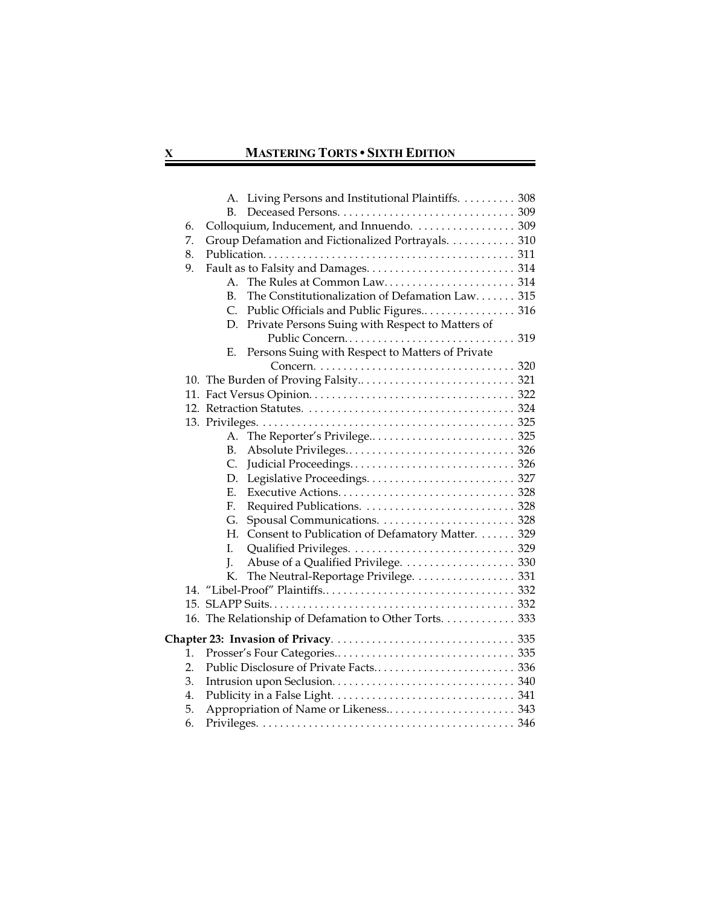- A. Living Persons and Institutional Plaintiffs. . . . . . . . . 308
- B. Deceased Persons. . . . . . . . . . . . . . . . . . . . . . . . . . . . . . 309

6. Colloquium, Inducement, and Innuendo. . . . . . . . . . . . . . . . . 309
7. Group Defamation and Fictionalized Portrayals. . . . . . . . . . . 310
8. Publication. . . . . . . . . . . . . . . . . . . . . . . . . . . . . . . . . . . . . . . . . . 311
9. Fault as to Falsity and Damages. . . . . . . . . . . . . . . . . . . . . . . . . 314
   - A. The Rules at Common Law. . . . . . . . . . . . . . . . . . . . . . 314
   - B. The Constitutionalization of Defamation Law. . . . . . . 315
   - C. Public Officials and Public Figures.. . . . . . . . . . . . . . . . 316
   - D. Private Persons Suing with Respect to Matters of Public Concern. . . . . . . . . . . . . . . . . . . . . . . . . . . . . 319
   - E. Persons Suing with Respect to Matters of Private Concern. . . . . . . . . . . . . . . . . . . . . . . . . . . . . . . . . . . 320
10. The Burden of Proving Falsity.. . . . . . . . . . . . . . . . . . . . . . . . . . 321
11. Fact Versus Opinion. . . . . . . . . . . . . . . . . . . . . . . . . . . . . . . . . . . 322
12. Retraction Statutes. . . . . . . . . . . . . . . . . . . . . . . . . . . . . . . . . . . 324
13. Privileges. . . . . . . . . . . . . . . . . . . . . . . . . . . . . . . . . . . . . . . . . . . 325
    - A. The Reporter's Privilege.. . . . . . . . . . . . . . . . . . . . . . . . . 325
    - B. Absolute Privileges.. . . . . . . . . . . . . . . . . . . . . . . . . . . . 326
    - C. Judicial Proceedings. . . . . . . . . . . . . . . . . . . . . . . . . . . . 326
    - D. Legislative Proceedings. . . . . . . . . . . . . . . . . . . . . . . . . 327
    - E. Executive Actions. . . . . . . . . . . . . . . . . . . . . . . . . . . . . . 328
    - F. Required Publications. . . . . . . . . . . . . . . . . . . . . . . . . . 328
    - G. Spousal Communications. . . . . . . . . . . . . . . . . . . . . . . 328
    - H. Consent to Publication of Defamatory Matter. . . . . . . 329
    - I. Qualified Privileges. . . . . . . . . . . . . . . . . . . . . . . . . . . . 329
    - J. Abuse of a Qualified Privilege. . . . . . . . . . . . . . . . . . . 330
    - K. The Neutral-Reportage Privilege. . . . . . . . . . . . . . . . . 331
14. "Libel-Proof" Plaintiffs.. . . . . . . . . . . . . . . . . . . . . . . . . . . . . . . . 332
15. SLAPP Suits. . . . . . . . . . . . . . . . . . . . . . . . . . . . . . . . . . . . . . . . . 332
16. The Relationship of Defamation to Other Torts. . . . . . . . . . . . 333

**Chapter 23: Invasion of Privacy**. . . . . . . . . . . . . . . . . . . . . . . . . . . . . . . 335

1. Prosser's Four Categories.. . . . . . . . . . . . . . . . . . . . . . . . . . . . . . 335
2. Public Disclosure of Private Facts.. . . . . . . . . . . . . . . . . . . . . . . . 336
3. Intrusion upon Seclusion. . . . . . . . . . . . . . . . . . . . . . . . . . . . . . . 340
4. Publicity in a False Light. . . . . . . . . . . . . . . . . . . . . . . . . . . . . . . 341
5. Appropriation of Name or Likeness.. . . . . . . . . . . . . . . . . . . . . . 343
6. Privileges. . . . . . . . . . . . . . . . . . . . . . . . . . . . . . . . . . . . . . . . . . . 346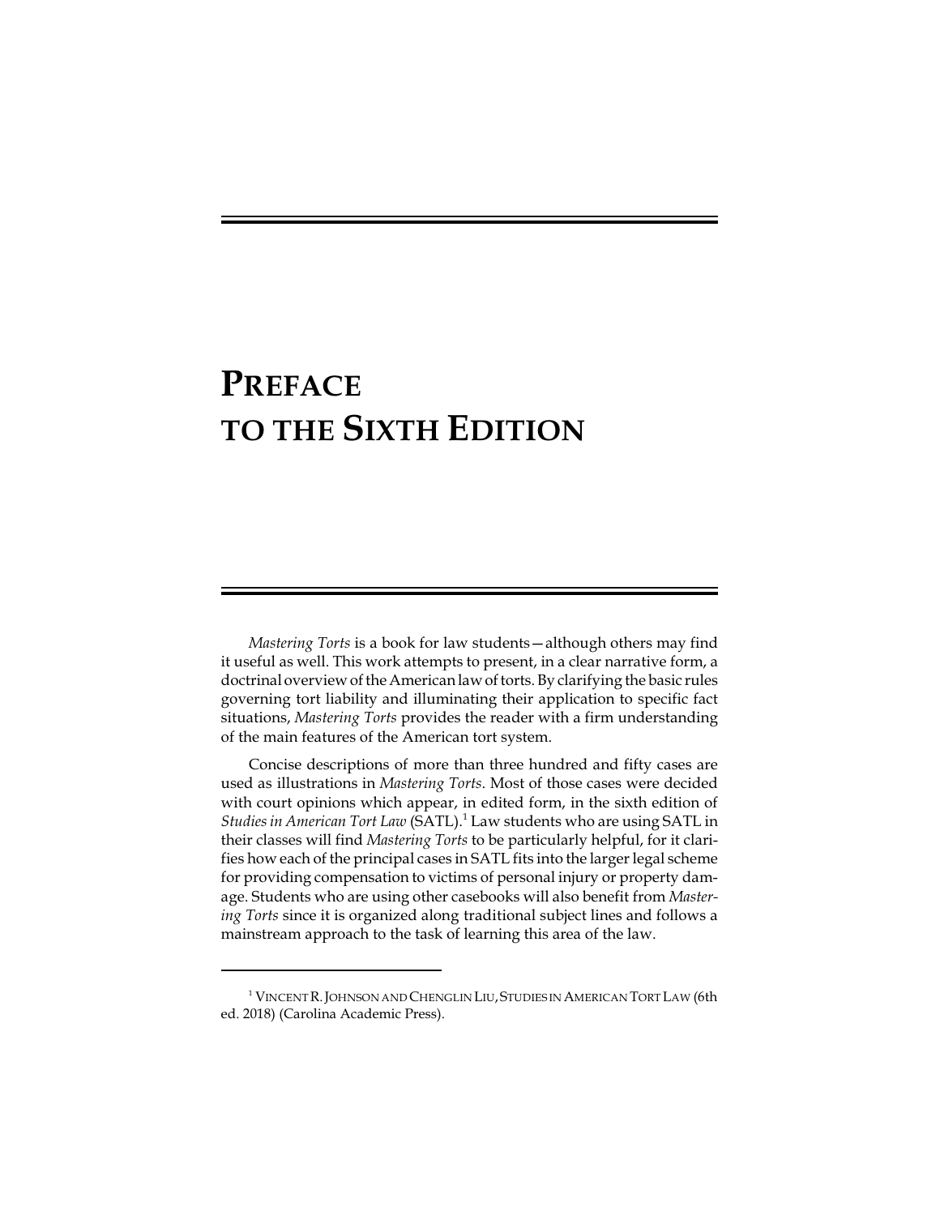# Preface to the Sixth Edition

*Mastering Torts* is a book for law students—although others may find it useful as well. This work attempts to present, in a clear narrative form, a doctrinal overview of the American law of torts. By clarifying the basic rules governing tort liability and illuminating their application to specific fact situations, *Mastering Torts* provides the reader with a firm understanding of the main features of the American tort system.

Concise descriptions of more than three hundred and fifty cases are used as illustrations in *Mastering Torts*. Most of those cases were decided with court opinions which appear, in edited form, in the sixth edition of *Studies in American Tort Law* (SATL).[1] Law students who are using SATL in their classes will find *Mastering Torts* to be particularly helpful, for it clarifies how each of the principal cases in SATL fits into the larger legal scheme for providing compensation to victims of personal injury or property damage. Students who are using other casebooks will also benefit from *Mastering Torts* since it is organized along traditional subject lines and follows a mainstream approach to the task of learning this area of the law.

---

[1] Vincent R. Johnson and Chenglin Liu, Studies in American Tort Law (6th ed. 2018) (Carolina Academic Press).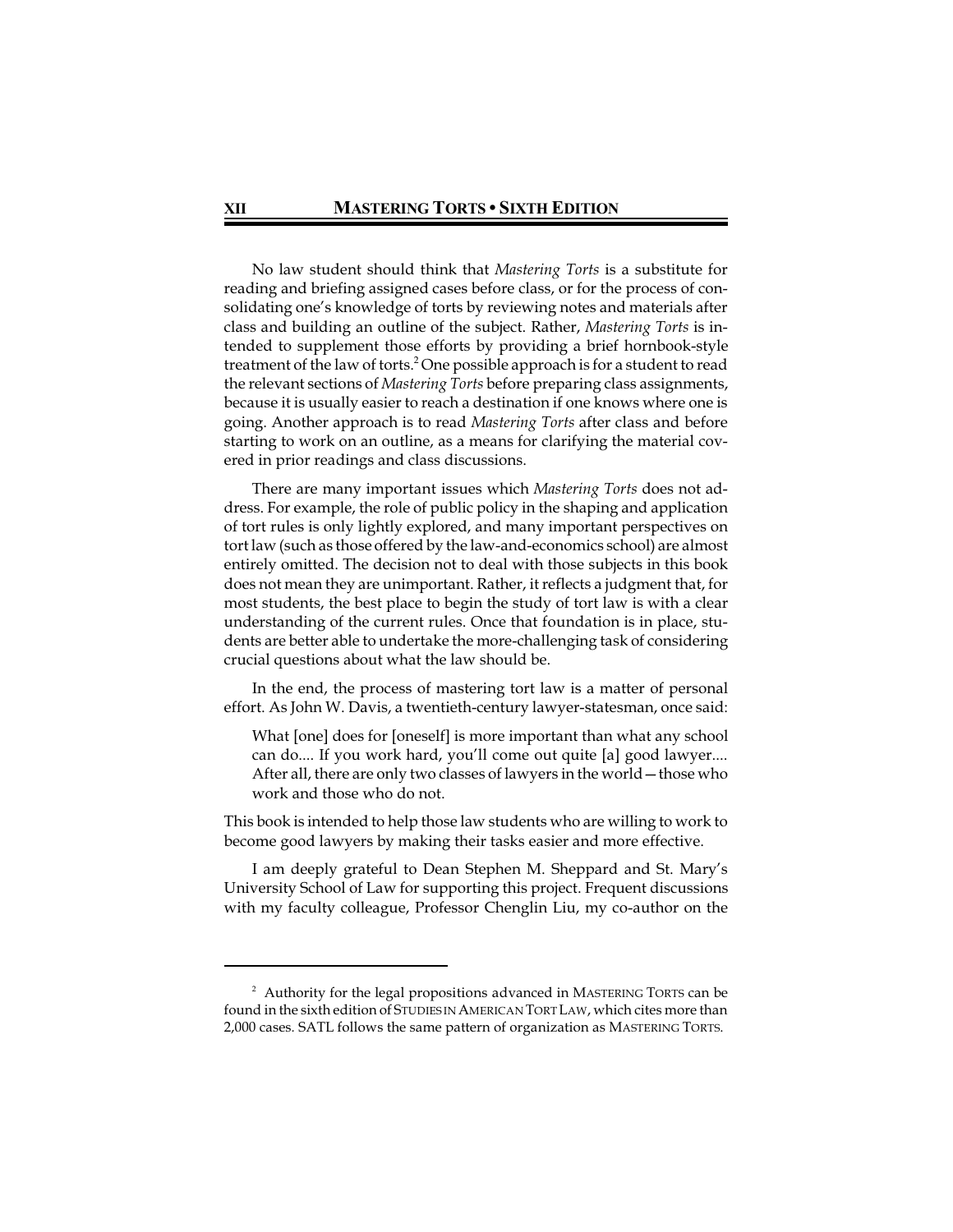No law student should think that *Mastering Torts* is a substitute for reading and briefing assigned cases before class, or for the process of consolidating one's knowledge of torts by reviewing notes and materials after class and building an outline of the subject. Rather, *Mastering Torts* is intended to supplement those efforts by providing a brief hornbook-style treatment of the law of torts.[2] One possible approach is for a student to read the relevant sections of *Mastering Torts* before preparing class assignments, because it is usually easier to reach a destination if one knows where one is going. Another approach is to read *Mastering Torts* after class and before starting to work on an outline, as a means for clarifying the material covered in prior readings and class discussions.

There are many important issues which *Mastering Torts* does not address. For example, the role of public policy in the shaping and application of tort rules is only lightly explored, and many important perspectives on tort law (such as those offered by the law-and-economics school) are almost entirely omitted. The decision not to deal with those subjects in this book does not mean they are unimportant. Rather, it reflects a judgment that, for most students, the best place to begin the study of tort law is with a clear understanding of the current rules. Once that foundation is in place, students are better able to undertake the more-challenging task of considering crucial questions about what the law should be.

In the end, the process of mastering tort law is a matter of personal effort. As John W. Davis, a twentieth-century lawyer-statesman, once said:

> What [one] does for [oneself] is more important than what any school can do.... If you work hard, you'll come out quite [a] good lawyer.... After all, there are only two classes of lawyers in the world—those who work and those who do not.

This book is intended to help those law students who are willing to work to become good lawyers by making their tasks easier and more effective.

I am deeply grateful to Dean Stephen M. Sheppard and St. Mary's University School of Law for supporting this project. Frequent discussions with my faculty colleague, Professor Chenglin Liu, my co-author on the

---

[2] Authority for the legal propositions advanced in MASTERING TORTS can be found in the sixth edition of STUDIES IN AMERICAN TORT LAW, which cites more than 2,000 cases. SATL follows the same pattern of organization as MASTERING TORTS.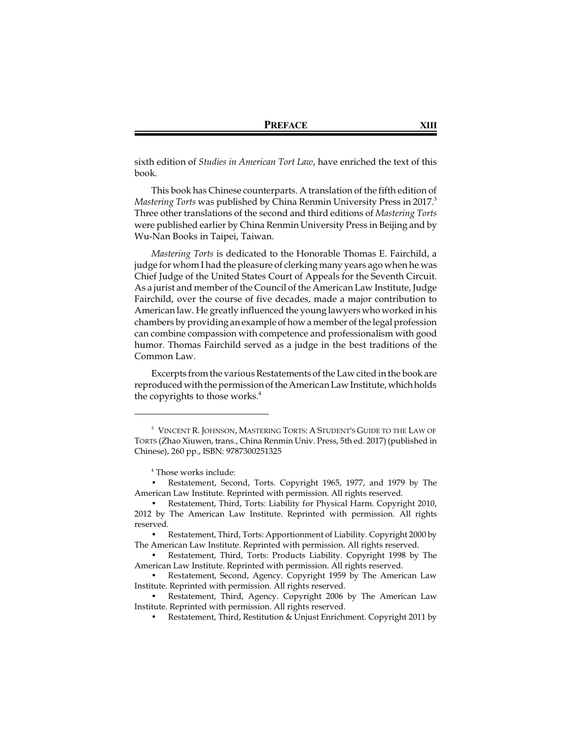sixth edition of *Studies in American Tort Law*, have enriched the text of this book.

This book has Chinese counterparts. A translation of the fifth edition of *Mastering Torts* was published by China Renmin University Press in 2017.[3] Three other translations of the second and third editions of *Mastering Torts* were published earlier by China Renmin University Press in Beijing and by Wu-Nan Books in Taipei, Taiwan.

*Mastering Torts* is dedicated to the Honorable Thomas E. Fairchild, a judge for whom I had the pleasure of clerking many years ago when he was Chief Judge of the United States Court of Appeals for the Seventh Circuit. As a jurist and member of the Council of the American Law Institute, Judge Fairchild, over the course of five decades, made a major contribution to American law. He greatly influenced the young lawyers who worked in his chambers by providing an example of how a member of the legal profession can combine compassion with competence and professionalism with good humor. Thomas Fairchild served as a judge in the best traditions of the Common Law.

Excerpts from the various Restatements of the Law cited in the book are reproduced with the permission of the American Law Institute, which holds the copyrights to those works.[4]

---

[3] VINCENT R. JOHNSON, MASTERING TORTS: A STUDENT'S GUIDE TO THE LAW OF TORTS (Zhao Xiuwen, trans., China Renmin Univ. Press, 5th ed. 2017) (published in Chinese), 260 pp., ISBN: 9787300251325

[4] Those works include:

- Restatement, Second, Torts. Copyright 1965, 1977, and 1979 by The American Law Institute. Reprinted with permission. All rights reserved.
- Restatement, Third, Torts: Liability for Physical Harm. Copyright 2010, 2012 by The American Law Institute. Reprinted with permission. All rights reserved.
- Restatement, Third, Torts: Apportionment of Liability. Copyright 2000 by The American Law Institute. Reprinted with permission. All rights reserved.
- Restatement, Third, Torts: Products Liability. Copyright 1998 by The American Law Institute. Reprinted with permission. All rights reserved.
- Restatement, Second, Agency. Copyright 1959 by The American Law Institute. Reprinted with permission. All rights reserved.
- Restatement, Third, Agency. Copyright 2006 by The American Law Institute. Reprinted with permission. All rights reserved.
- Restatement, Third, Restitution & Unjust Enrichment. Copyright 2011 by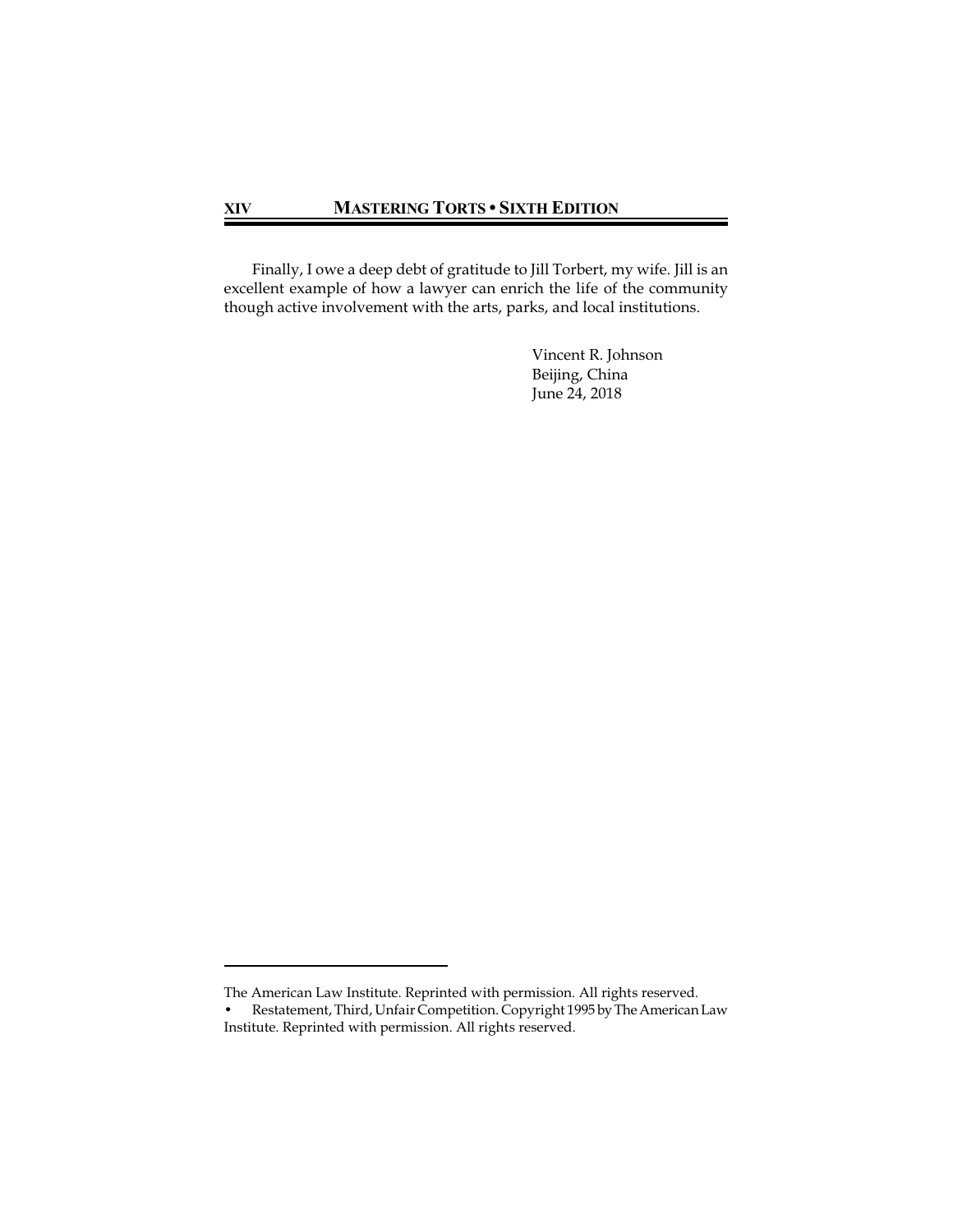Finally, I owe a deep debt of gratitude to Jill Torbert, my wife. Jill is an excellent example of how a lawyer can enrich the life of the community though active involvement with the arts, parks, and local institutions.

Vincent R. Johnson
Beijing, China
June 24, 2018

---

The American Law Institute. Reprinted with permission. All rights reserved.

- Restatement, Third, Unfair Competition. Copyright 1995 by The American Law Institute. Reprinted with permission. All rights reserved.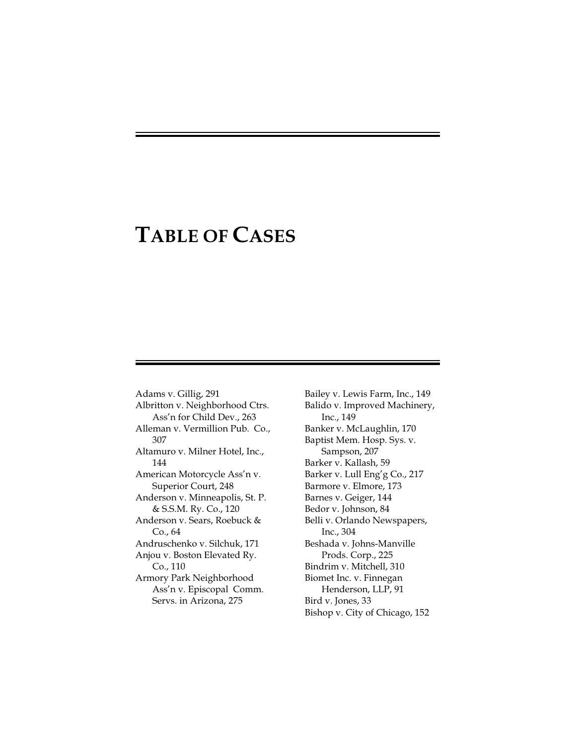# TABLE OF CASES

Adams v. Gillig, 291
Albritton v. Neighborhood Ctrs. Ass'n for Child Dev., 263
Alleman v. Vermillion Pub. Co., 307
Altamuro v. Milner Hotel, Inc., 144
American Motorcycle Ass'n v. Superior Court, 248
Anderson v. Minneapolis, St. P. & S.S.M. Ry. Co., 120
Anderson v. Sears, Roebuck & Co., 64
Andruschenko v. Silchuk, 171
Anjou v. Boston Elevated Ry. Co., 110
Armory Park Neighborhood Ass'n v. Episcopal Comm. Servs. in Arizona, 275
Bailey v. Lewis Farm, Inc., 149
Balido v. Improved Machinery, Inc., 149
Banker v. McLaughlin, 170
Baptist Mem. Hosp. Sys. v. Sampson, 207
Barker v. Kallash, 59
Barker v. Lull Eng'g Co., 217
Barmore v. Elmore, 173
Barnes v. Geiger, 144
Bedor v. Johnson, 84
Belli v. Orlando Newspapers, Inc., 304
Beshada v. Johns-Manville Prods. Corp., 225
Bindrim v. Mitchell, 310
Biomet Inc. v. Finnegan Henderson, LLP, 91
Bird v. Jones, 33
Bishop v. City of Chicago, 152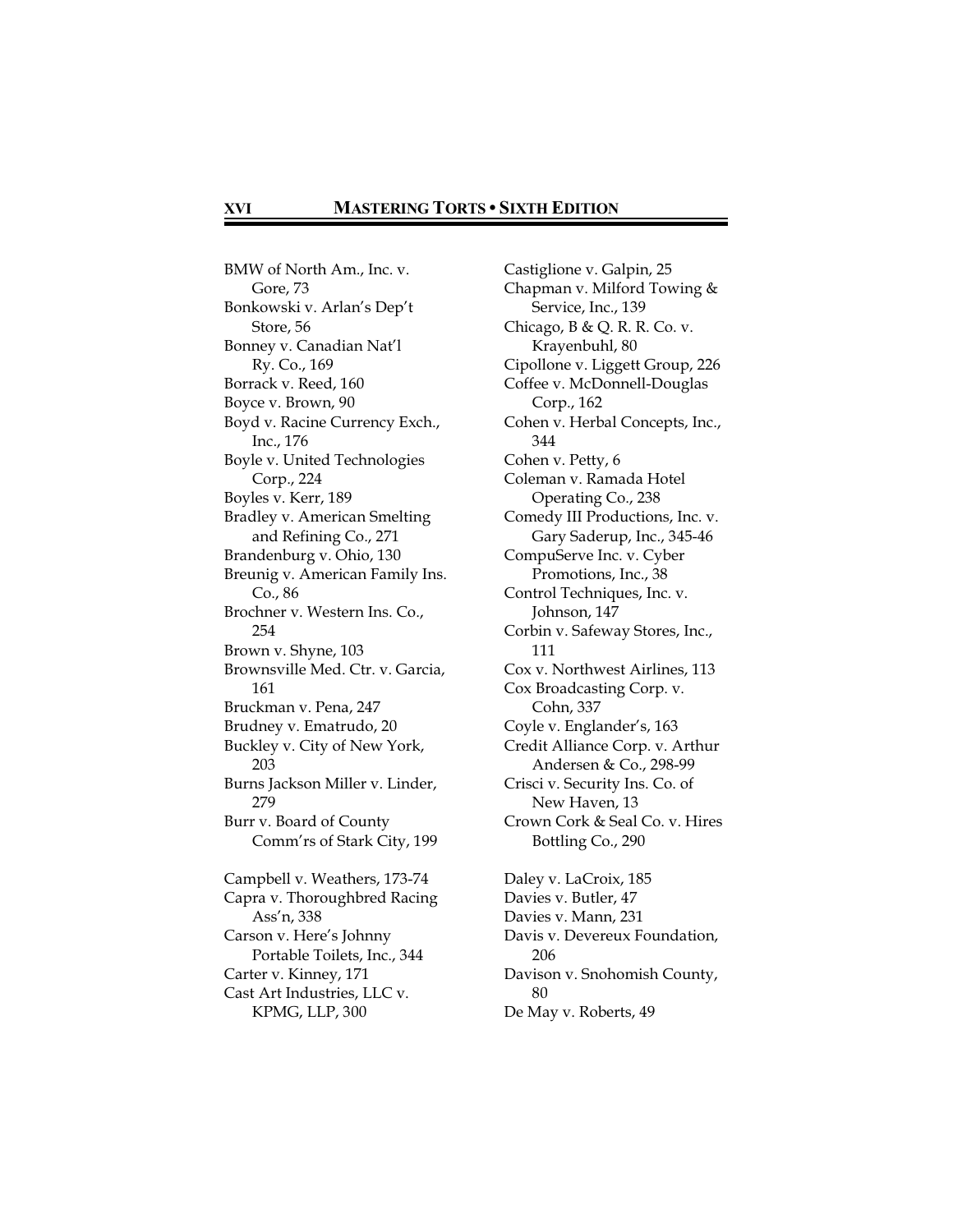BMW of North Am., Inc. v. Gore, 73
Bonkowski v. Arlan's Dep't Store, 56
Bonney v. Canadian Nat'l Ry. Co., 169
Borrack v. Reed, 160
Boyce v. Brown, 90
Boyd v. Racine Currency Exch., Inc., 176
Boyle v. United Technologies Corp., 224
Boyles v. Kerr, 189
Bradley v. American Smelting and Refining Co., 271
Brandenburg v. Ohio, 130
Breunig v. American Family Ins. Co., 86
Brochner v. Western Ins. Co., 254
Brown v. Shyne, 103
Brownsville Med. Ctr. v. Garcia, 161
Bruckman v. Pena, 247
Brudney v. Ematrudo, 20
Buckley v. City of New York, 203
Burns Jackson Miller v. Linder, 279
Burr v. Board of County Comm'rs of Stark City, 199

Campbell v. Weathers, 173-74
Capra v. Thoroughbred Racing Ass'n, 338
Carson v. Here's Johnny Portable Toilets, Inc., 344
Carter v. Kinney, 171
Cast Art Industries, LLC v. KPMG, LLP, 300
Castiglione v. Galpin, 25
Chapman v. Milford Towing & Service, Inc., 139
Chicago, B & Q. R. R. Co. v. Krayenbuhl, 80
Cipollone v. Liggett Group, 226
Coffee v. McDonnell-Douglas Corp., 162
Cohen v. Herbal Concepts, Inc., 344
Cohen v. Petty, 6
Coleman v. Ramada Hotel Operating Co., 238
Comedy III Productions, Inc. v. Gary Saderup, Inc., 345-46
CompuServe Inc. v. Cyber Promotions, Inc., 38
Control Techniques, Inc. v. Johnson, 147
Corbin v. Safeway Stores, Inc., 111
Cox v. Northwest Airlines, 113
Cox Broadcasting Corp. v. Cohn, 337
Coyle v. Englander's, 163
Credit Alliance Corp. v. Arthur Andersen & Co., 298-99
Crisci v. Security Ins. Co. of New Haven, 13
Crown Cork & Seal Co. v. Hires Bottling Co., 290

Daley v. LaCroix, 185
Davies v. Butler, 47
Davies v. Mann, 231
Davis v. Devereux Foundation, 206
Davison v. Snohomish County, 80
De May v. Roberts, 49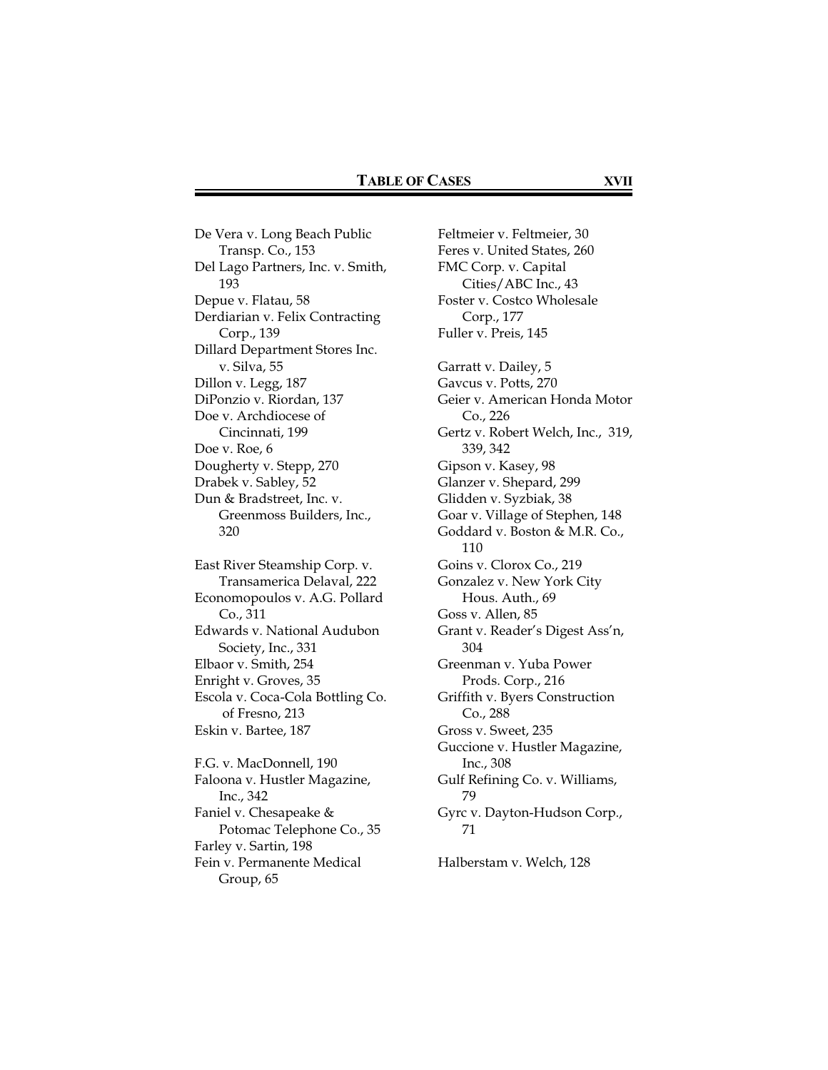De Vera v. Long Beach Public Transp. Co., 153
Del Lago Partners, Inc. v. Smith, 193
Depue v. Flatau, 58
Derdiarian v. Felix Contracting Corp., 139
Dillard Department Stores Inc. v. Silva, 55
Dillon v. Legg, 187
DiPonzio v. Riordan, 137
Doe v. Archdiocese of Cincinnati, 199
Doe v. Roe, 6
Dougherty v. Stepp, 270
Drabek v. Sabley, 52
Dun & Bradstreet, Inc. v. Greenmoss Builders, Inc., 320

East River Steamship Corp. v. Transamerica Delaval, 222
Economopoulos v. A.G. Pollard Co., 311
Edwards v. National Audubon Society, Inc., 331
Elbaor v. Smith, 254
Enright v. Groves, 35
Escola v. Coca-Cola Bottling Co. of Fresno, 213
Eskin v. Bartee, 187

F.G. v. MacDonnell, 190
Faloona v. Hustler Magazine, Inc., 342
Faniel v. Chesapeake & Potomac Telephone Co., 35
Farley v. Sartin, 198
Fein v. Permanente Medical Group, 65
Feltmeier v. Feltmeier, 30
Feres v. United States, 260
FMC Corp. v. Capital Cities/ABC Inc., 43
Foster v. Costco Wholesale Corp., 177
Fuller v. Preis, 145

Garratt v. Dailey, 5
Gavcus v. Potts, 270
Geier v. American Honda Motor Co., 226
Gertz v. Robert Welch, Inc., 319, 339, 342
Gipson v. Kasey, 98
Glanzer v. Shepard, 299
Glidden v. Syzbiak, 38
Goar v. Village of Stephen, 148
Goddard v. Boston & M.R. Co., 110
Goins v. Clorox Co., 219
Gonzalez v. New York City Hous. Auth., 69
Goss v. Allen, 85
Grant v. Reader's Digest Ass'n, 304
Greenman v. Yuba Power Prods. Corp., 216
Griffith v. Byers Construction Co., 288
Gross v. Sweet, 235
Guccione v. Hustler Magazine, Inc., 308
Gulf Refining Co. v. Williams, 79
Gyrc v. Dayton-Hudson Corp., 71

Halberstam v. Welch, 128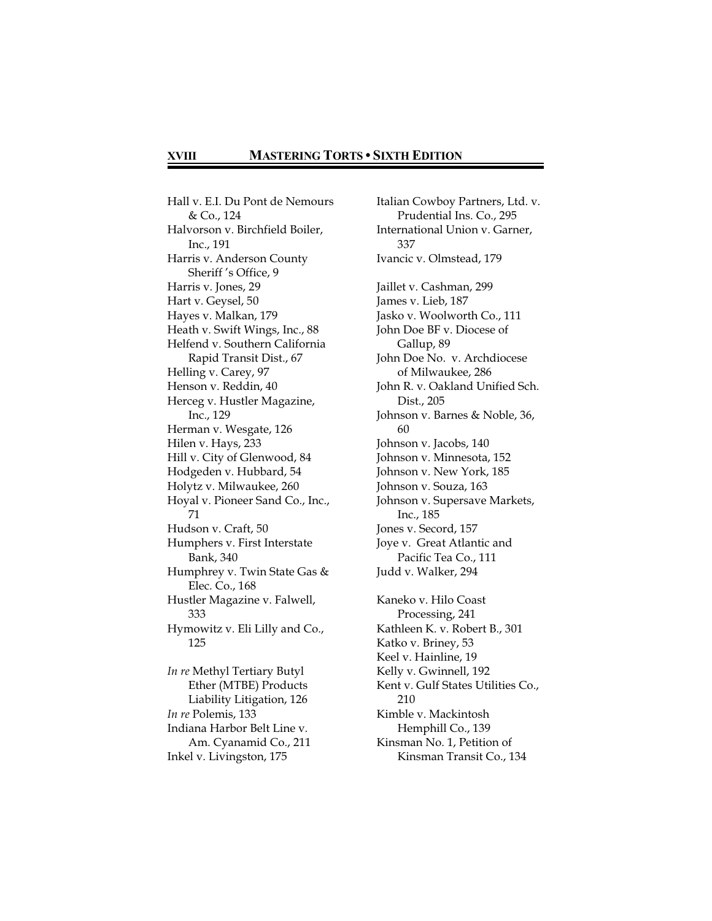Hall v. E.I. Du Pont de Nemours & Co., 124
Halvorson v. Birchfield Boiler, Inc., 191
Harris v. Anderson County Sheriff 's Office, 9
Harris v. Jones, 29
Hart v. Geysel, 50
Hayes v. Malkan, 179
Heath v. Swift Wings, Inc., 88
Helfend v. Southern California Rapid Transit Dist., 67
Helling v. Carey, 97
Henson v. Reddin, 40
Herceg v. Hustler Magazine, Inc., 129
Herman v. Wesgate, 126
Hilen v. Hays, 233
Hill v. City of Glenwood, 84
Hodgeden v. Hubbard, 54
Holytz v. Milwaukee, 260
Hoyal v. Pioneer Sand Co., Inc., 71
Hudson v. Craft, 50
Humphers v. First Interstate Bank, 340
Humphrey v. Twin State Gas & Elec. Co., 168
Hustler Magazine v. Falwell, 333
Hymowitz v. Eli Lilly and Co., 125

*In re* Methyl Tertiary Butyl Ether (MTBE) Products Liability Litigation, 126
*In re* Polemis, 133
Indiana Harbor Belt Line v. Am. Cyanamid Co., 211
Inkel v. Livingston, 175
Italian Cowboy Partners, Ltd. v. Prudential Ins. Co., 295
International Union v. Garner, 337
Ivancic v. Olmstead, 179

Jaillet v. Cashman, 299
James v. Lieb, 187
Jasko v. Woolworth Co., 111
John Doe BF v. Diocese of Gallup, 89
John Doe No. v. Archdiocese of Milwaukee, 286
John R. v. Oakland Unified Sch. Dist., 205
Johnson v. Barnes & Noble, 36, 60
Johnson v. Jacobs, 140
Johnson v. Minnesota, 152
Johnson v. New York, 185
Johnson v. Souza, 163
Johnson v. Supersave Markets, Inc., 185
Jones v. Secord, 157
Joye v. Great Atlantic and Pacific Tea Co., 111
Judd v. Walker, 294

Kaneko v. Hilo Coast Processing, 241
Kathleen K. v. Robert B., 301
Katko v. Briney, 53
Keel v. Hainline, 19
Kelly v. Gwinnell, 192
Kent v. Gulf States Utilities Co., 210
Kimble v. Mackintosh Hemphill Co., 139
Kinsman No. 1, Petition of Kinsman Transit Co., 134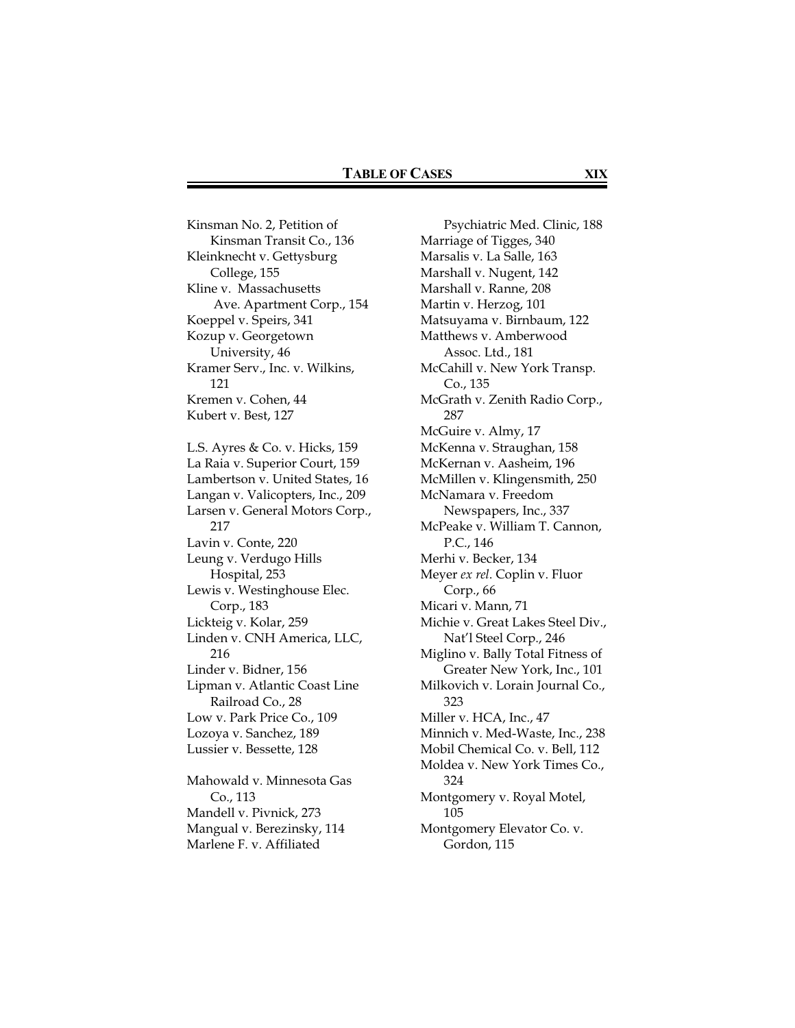Kinsman No. 2, Petition of Kinsman Transit Co., 136
Kleinknecht v. Gettysburg College, 155
Kline v. Massachusetts Ave. Apartment Corp., 154
Koeppel v. Speirs, 341
Kozup v. Georgetown University, 46
Kramer Serv., Inc. v. Wilkins, 121
Kremen v. Cohen, 44
Kubert v. Best, 127

L.S. Ayres & Co. v. Hicks, 159
La Raia v. Superior Court, 159
Lambertson v. United States, 16
Langan v. Valicopters, Inc., 209
Larsen v. General Motors Corp., 217
Lavin v. Conte, 220
Leung v. Verdugo Hills Hospital, 253
Lewis v. Westinghouse Elec. Corp., 183
Lickteig v. Kolar, 259
Linden v. CNH America, LLC, 216
Linder v. Bidner, 156
Lipman v. Atlantic Coast Line Railroad Co., 28
Low v. Park Price Co., 109
Lozoya v. Sanchez, 189
Lussier v. Bessette, 128

Mahowald v. Minnesota Gas Co., 113
Mandell v. Pivnick, 273
Mangual v. Berezinsky, 114
Marlene F. v. Affiliated Psychiatric Med. Clinic, 188
Marriage of Tigges, 340
Marsalis v. La Salle, 163
Marshall v. Nugent, 142
Marshall v. Ranne, 208
Martin v. Herzog, 101
Matsuyama v. Birnbaum, 122
Matthews v. Amberwood Assoc. Ltd., 181
McCahill v. New York Transp. Co., 135
McGrath v. Zenith Radio Corp., 287
McGuire v. Almy, 17
McKenna v. Straughan, 158
McKernan v. Aasheim, 196
McMillen v. Klingensmith, 250
McNamara v. Freedom Newspapers, Inc., 337
McPeake v. William T. Cannon, P.C., 146
Merhi v. Becker, 134
Meyer *ex rel.* Coplin v. Fluor Corp., 66
Micari v. Mann, 71
Michie v. Great Lakes Steel Div., Nat'l Steel Corp., 246
Miglino v. Bally Total Fitness of Greater New York, Inc., 101
Milkovich v. Lorain Journal Co., 323
Miller v. HCA, Inc., 47
Minnich v. Med-Waste, Inc., 238
Mobil Chemical Co. v. Bell, 112
Moldea v. New York Times Co., 324
Montgomery v. Royal Motel, 105
Montgomery Elevator Co. v. Gordon, 115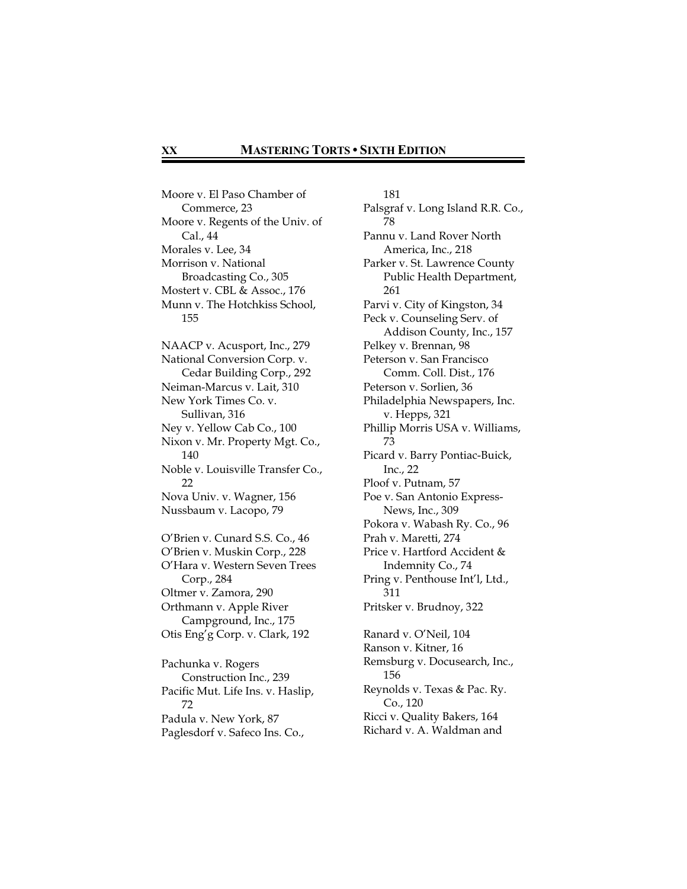Moore v. El Paso Chamber of Commerce, 23
Moore v. Regents of the Univ. of Cal., 44
Morales v. Lee, 34
Morrison v. National Broadcasting Co., 305
Mostert v. CBL & Assoc., 176
Munn v. The Hotchkiss School, 155

NAACP v. Acusport, Inc., 279
National Conversion Corp. v. Cedar Building Corp., 292
Neiman-Marcus v. Lait, 310
New York Times Co. v. Sullivan, 316
Ney v. Yellow Cab Co., 100
Nixon v. Mr. Property Mgt. Co., 140
Noble v. Louisville Transfer Co., 22
Nova Univ. v. Wagner, 156
Nussbaum v. Lacopo, 79

O'Brien v. Cunard S.S. Co., 46
O'Brien v. Muskin Corp., 228
O'Hara v. Western Seven Trees Corp., 284
Oltmer v. Zamora, 290
Orthmann v. Apple River Campground, Inc., 175
Otis Eng'g Corp. v. Clark, 192

Pachunka v. Rogers Construction Inc., 239
Pacific Mut. Life Ins. v. Haslip, 72
Padula v. New York, 87
Paglesdorf v. Safeco Ins. Co., 181
Palsgraf v. Long Island R.R. Co., 78
Pannu v. Land Rover North America, Inc., 218
Parker v. St. Lawrence County Public Health Department, 261
Parvi v. City of Kingston, 34
Peck v. Counseling Serv. of Addison County, Inc., 157
Pelkey v. Brennan, 98
Peterson v. San Francisco Comm. Coll. Dist., 176
Peterson v. Sorlien, 36
Philadelphia Newspapers, Inc. v. Hepps, 321
Phillip Morris USA v. Williams, 73
Picard v. Barry Pontiac-Buick, Inc., 22
Ploof v. Putnam, 57
Poe v. San Antonio Express-News, Inc., 309
Pokora v. Wabash Ry. Co., 96
Prah v. Maretti, 274
Price v. Hartford Accident & Indemnity Co., 74
Pring v. Penthouse Int'l, Ltd., 311
Pritsker v. Brudnoy, 322

Ranard v. O'Neil, 104
Ranson v. Kitner, 16
Remsburg v. Docusearch, Inc., 156
Reynolds v. Texas & Pac. Ry. Co., 120
Ricci v. Quality Bakers, 164
Richard v. A. Waldman and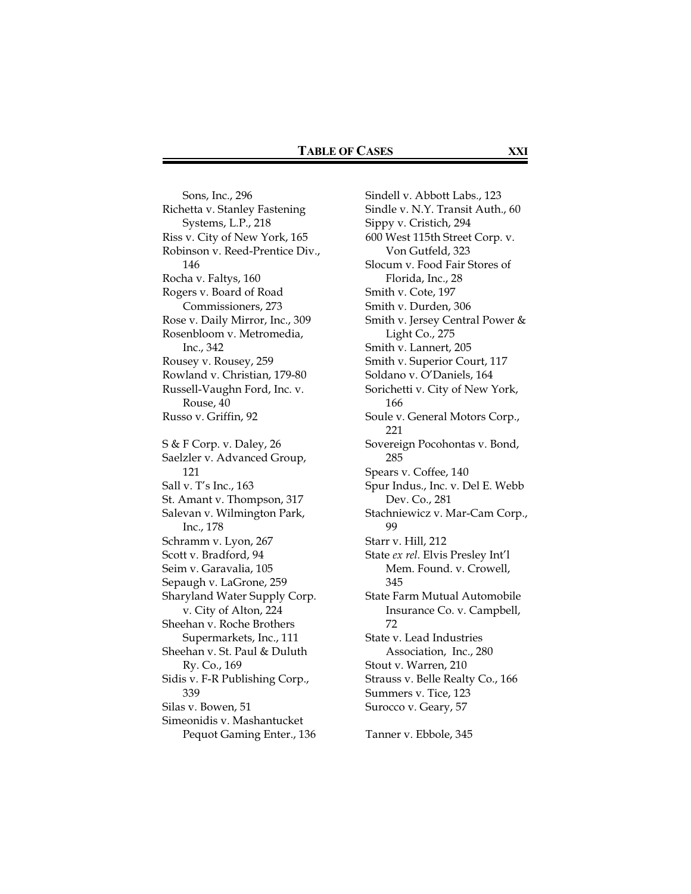Sons, Inc., 296
Richetta v. Stanley Fastening Systems, L.P., 218
Riss v. City of New York, 165
Robinson v. Reed-Prentice Div., 146
Rocha v. Faltys, 160
Rogers v. Board of Road Commissioners, 273
Rose v. Daily Mirror, Inc., 309
Rosenbloom v. Metromedia, Inc., 342
Rousey v. Rousey, 259
Rowland v. Christian, 179-80
Russell-Vaughn Ford, Inc. v. Rouse, 40
Russo v. Griffin, 92

S & F Corp. v. Daley, 26
Saelzler v. Advanced Group, 121
Sall v. T's Inc., 163
St. Amant v. Thompson, 317
Salevan v. Wilmington Park, Inc., 178
Schramm v. Lyon, 267
Scott v. Bradford, 94
Seim v. Garavalia, 105
Sepaugh v. LaGrone, 259
Sharyland Water Supply Corp. v. City of Alton, 224
Sheehan v. Roche Brothers Supermarkets, Inc., 111
Sheehan v. St. Paul & Duluth Ry. Co., 169
Sidis v. F-R Publishing Corp., 339
Silas v. Bowen, 51
Simeonidis v. Mashantucket Pequot Gaming Enter., 136
Sindell v. Abbott Labs., 123
Sindle v. N.Y. Transit Auth., 60
Sippy v. Cristich, 294
600 West 115th Street Corp. v. Von Gutfeld, 323
Slocum v. Food Fair Stores of Florida, Inc., 28
Smith v. Cote, 197
Smith v. Durden, 306
Smith v. Jersey Central Power & Light Co., 275
Smith v. Lannert, 205
Smith v. Superior Court, 117
Soldano v. O'Daniels, 164
Sorichetti v. City of New York, 166
Soule v. General Motors Corp., 221
Sovereign Pocohontas v. Bond, 285
Spears v. Coffee, 140
Spur Indus., Inc. v. Del E. Webb Dev. Co., 281
Stachniewicz v. Mar-Cam Corp., 99
Starr v. Hill, 212
State *ex rel*. Elvis Presley Int'l Mem. Found. v. Crowell, 345
State Farm Mutual Automobile Insurance Co. v. Campbell, 72
State v. Lead Industries Association, Inc., 280
Stout v. Warren, 210
Strauss v. Belle Realty Co., 166
Summers v. Tice, 123
Surocco v. Geary, 57

Tanner v. Ebbole, 345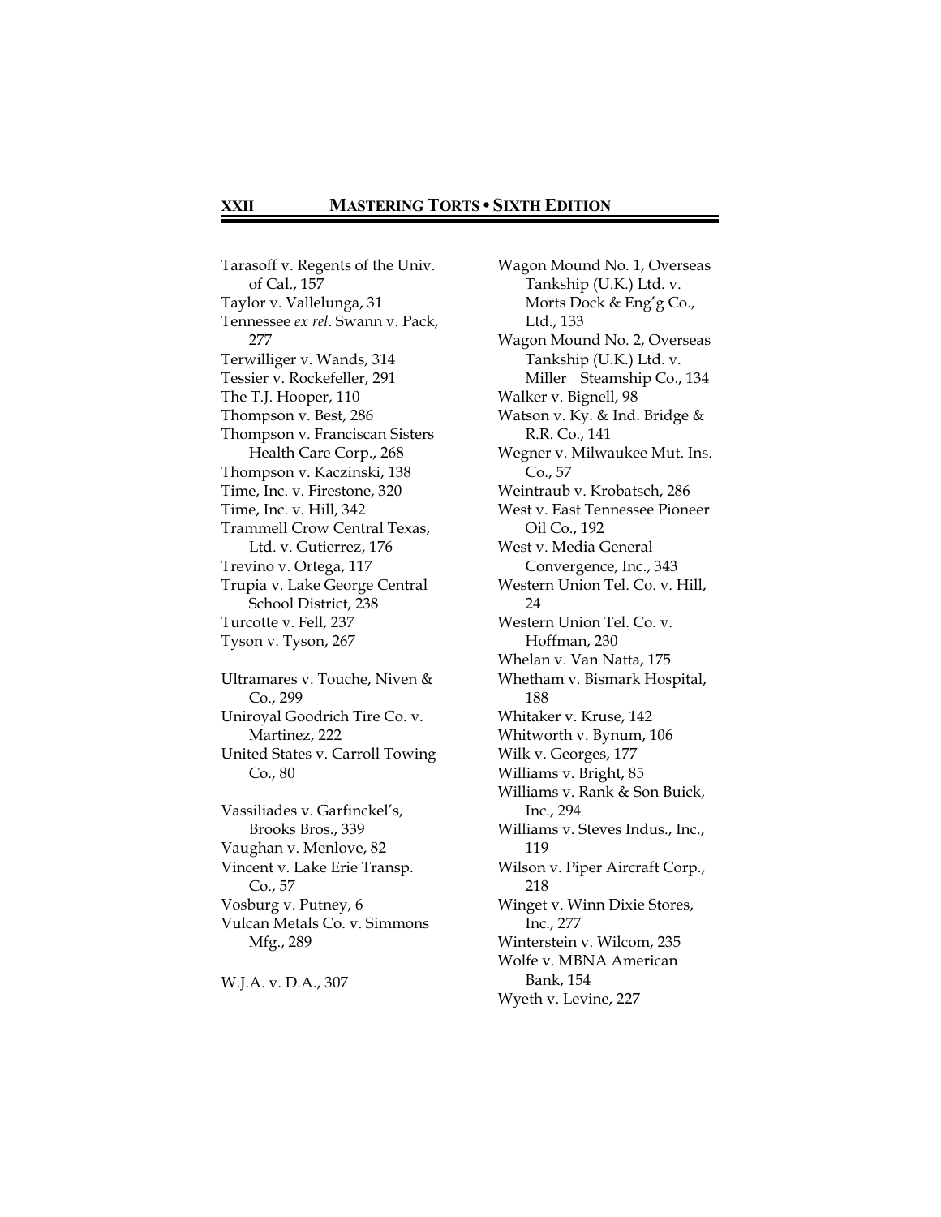Tarasoff v. Regents of the Univ. of Cal., 157
Taylor v. Vallelunga, 31
Tennessee *ex rel*. Swann v. Pack, 277
Terwilliger v. Wands, 314
Tessier v. Rockefeller, 291
The T.J. Hooper, 110
Thompson v. Best, 286
Thompson v. Franciscan Sisters Health Care Corp., 268
Thompson v. Kaczinski, 138
Time, Inc. v. Firestone, 320
Time, Inc. v. Hill, 342
Trammell Crow Central Texas, Ltd. v. Gutierrez, 176
Trevino v. Ortega, 117
Trupia v. Lake George Central School District, 238
Turcotte v. Fell, 237
Tyson v. Tyson, 267

Ultramares v. Touche, Niven & Co., 299
Uniroyal Goodrich Tire Co. v. Martinez, 222
United States v. Carroll Towing Co., 80

Vassiliades v. Garfinckel's, Brooks Bros., 339
Vaughan v. Menlove, 82
Vincent v. Lake Erie Transp. Co., 57
Vosburg v. Putney, 6
Vulcan Metals Co. v. Simmons Mfg., 289

W.J.A. v. D.A., 307
Wagon Mound No. 1, Overseas Tankship (U.K.) Ltd. v. Morts Dock & Eng'g Co., Ltd., 133
Wagon Mound No. 2, Overseas Tankship (U.K.) Ltd. v. Miller Steamship Co., 134
Walker v. Bignell, 98
Watson v. Ky. & Ind. Bridge & R.R. Co., 141
Wegner v. Milwaukee Mut. Ins. Co., 57
Weintraub v. Krobatsch, 286
West v. East Tennessee Pioneer Oil Co., 192
West v. Media General Convergence, Inc., 343
Western Union Tel. Co. v. Hill, 24
Western Union Tel. Co. v. Hoffman, 230
Whelan v. Van Natta, 175
Whetham v. Bismark Hospital, 188
Whitaker v. Kruse, 142
Whitworth v. Bynum, 106
Wilk v. Georges, 177
Williams v. Bright, 85
Williams v. Rank & Son Buick, Inc., 294
Williams v. Steves Indus., Inc., 119
Wilson v. Piper Aircraft Corp., 218
Winget v. Winn Dixie Stores, Inc., 277
Winterstein v. Wilcom, 235
Wolfe v. MBNA American Bank, 154
Wyeth v. Levine, 227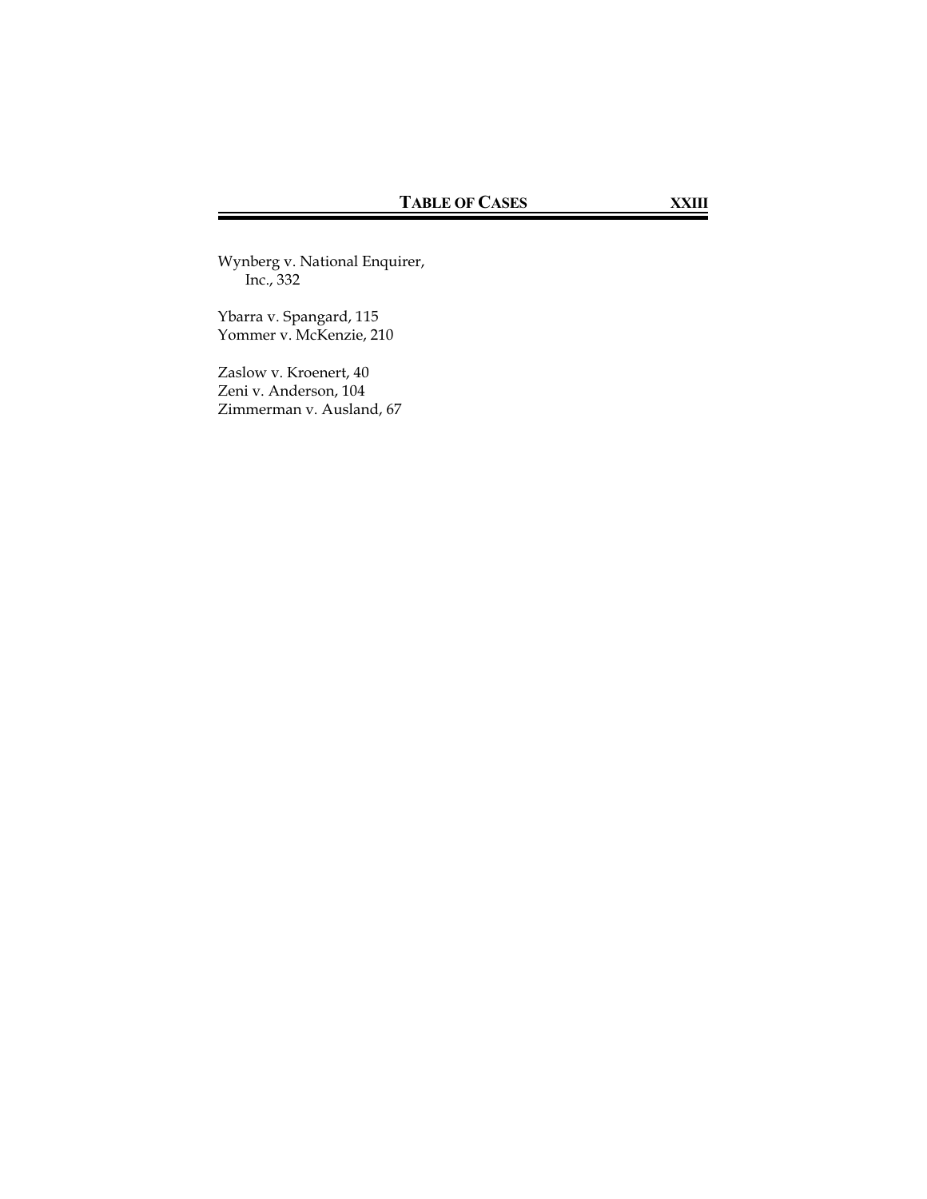Wynberg v. National Enquirer, Inc., 332

Ybarra v. Spangard, 115
Yommer v. McKenzie, 210

Zaslow v. Kroenert, 40
Zeni v. Anderson, 104
Zimmerman v. Ausland, 67